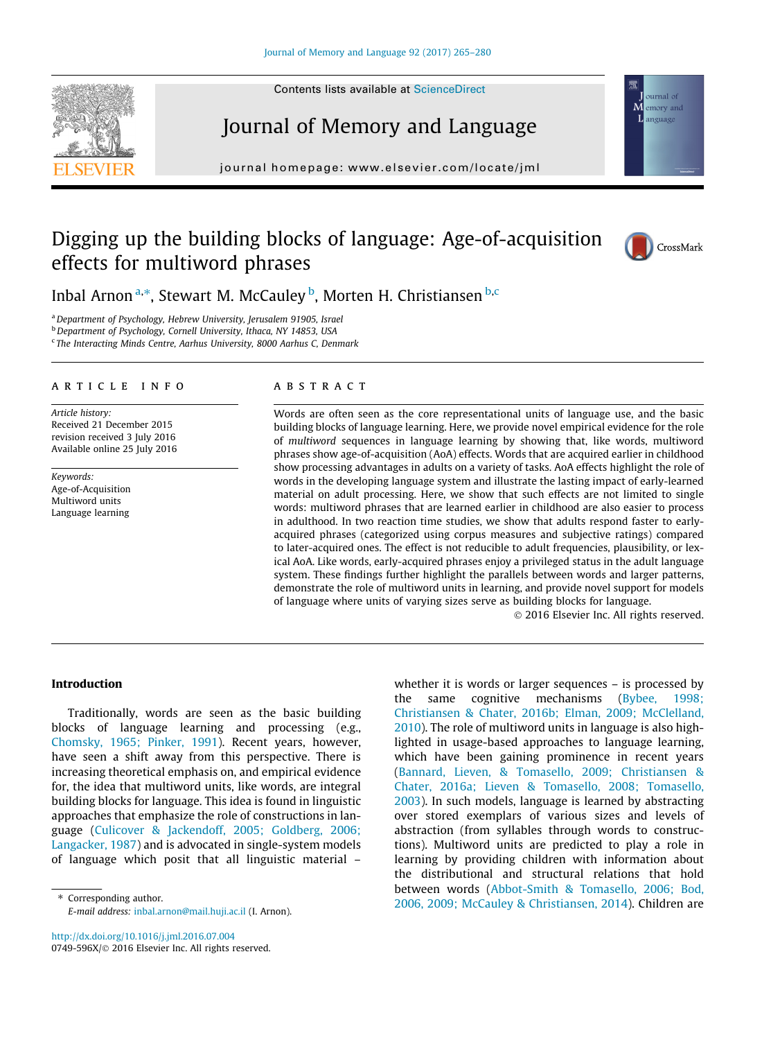# Digging up the building blocks of language: Age-of-acquisition effects for multiword phrases

Inbal Arnon [a,*], Stewart M. McCauley [b], Morten H. Christiansen [b,c]

[a] Department of Psychology, Hebrew University, Jerusalem 91905, Israel
[b] Department of Psychology, Cornell University, Ithaca, NY 14853, USA
[c] The Interacting Minds Centre, Aarhus University, 8000 Aarhus C, Denmark

**ARTICLE INFO**

*Article history:*
Received 21 December 2015
revision received 3 July 2016
Available online 25 July 2016

*Keywords:*
Age-of-Acquisition
Multiword units
Language learning

**ABSTRACT**

Words are often seen as the core representational units of language use, and the basic building blocks of language learning. Here, we provide novel empirical evidence for the role of *multiword* sequences in language learning by showing that, like words, multiword phrases show age-of-acquisition (AoA) effects. Words that are acquired earlier in childhood show processing advantages in adults on a variety of tasks. AoA effects highlight the role of words in the developing language system and illustrate the lasting impact of early-learned material on adult processing. Here, we show that such effects are not limited to single words: multiword phrases that are learned earlier in childhood are also easier to process in adulthood. In two reaction time studies, we show that adults respond faster to early-acquired phrases (categorized using corpus measures and subjective ratings) compared to later-acquired ones. The effect is not reducible to adult frequencies, plausibility, or lexical AoA. Like words, early-acquired phrases enjoy a privileged status in the adult language system. These findings further highlight the parallels between words and larger patterns, demonstrate the role of multiword units in learning, and provide novel support for models of language where units of varying sizes serve as building blocks for language.

© 2016 Elsevier Inc. All rights reserved.

## Introduction

Traditionally, words are seen as the basic building blocks of language learning and processing (e.g., Chomsky, 1965; Pinker, 1991). Recent years, however, have seen a shift away from this perspective. There is increasing theoretical emphasis on, and empirical evidence for, the idea that multiword units, like words, are integral building blocks for language. This idea is found in linguistic approaches that emphasize the role of constructions in language (Culicover & Jackendoff, 2005; Goldberg, 2006; Langacker, 1987) and is advocated in single-system models of language which posit that all linguistic material – whether it is words or larger sequences – is processed by the same cognitive mechanisms (Bybee, 1998; Christiansen & Chater, 2016b; Elman, 2009; McClelland, 2010). The role of multiword units in language is also highlighted in usage-based approaches to language learning, which have been gaining prominence in recent years (Bannard, Lieven, & Tomasello, 2009; Christiansen & Chater, 2016a; Lieven & Tomasello, 2008; Tomasello, 2003). In such models, language is learned by abstracting over stored exemplars of various sizes and levels of abstraction (from syllables through words to constructions). Multiword units are predicted to play a role in learning by providing children with information about the distributional and structural relations that hold between words (Abbot-Smith & Tomasello, 2006; Bod, 2006, 2009; McCauley & Christiansen, 2014). Children are

* Corresponding author.
E-mail address: inbal.arnon@mail.huji.ac.il (I. Arnon).

http://dx.doi.org/10.1016/j.jml.2016.07.004
0749-596X/© 2016 Elsevier Inc. All rights reserved.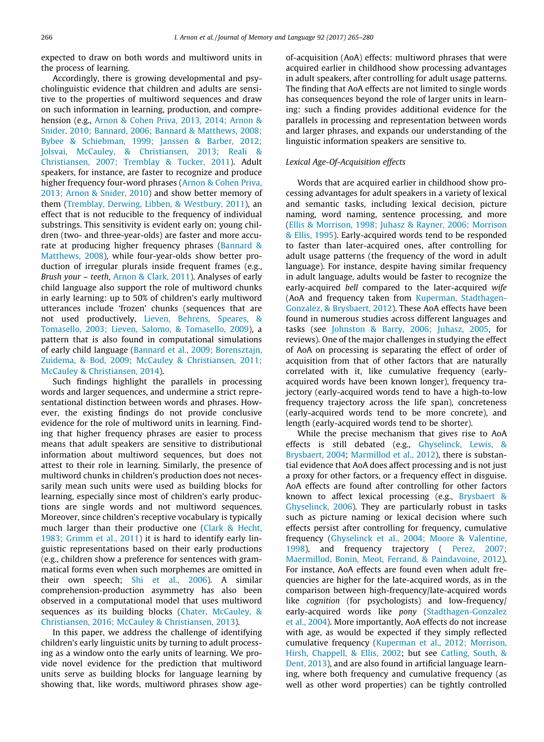expected to draw on both words and multiword units in the process of learning.

Accordingly, there is growing developmental and psycholinguistic evidence that children and adults are sensitive to the properties of multiword sequences and draw on such information in learning, production, and comprehension (e.g., Arnon & Cohen Priva, 2013, 2014; Arnon & Snider, 2010; Bannard, 2006; Bannard & Matthews, 2008; Bybee & Schiebman, 1999; Janssen & Barber, 2012; Jolsvai, McCauley, & Christiansen, 2013; Reali & Christiansen, 2007; Tremblay & Tucker, 2011). Adult speakers, for instance, are faster to recognize and produce higher frequency four-word phrases (Arnon & Cohen Priva, 2013; Arnon & Snider, 2010) and show better memory of them (Tremblay, Derwing, Libben, & Westbury, 2011), an effect that is not reducible to the frequency of individual substrings. This sensitivity is evident early on; young children (two- and three-year-olds) are faster and more accurate at producing higher frequency phrases (Bannard & Matthews, 2008), while four-year-olds show better production of irregular plurals inside frequent frames (e.g., *Brush your – teeth*, Arnon & Clark, 2011). Analyses of early child language also support the role of multiword chunks in early learning: up to 50% of children's early multiword utterances include 'frozen' chunks (sequences that are not used productively, Lieven, Behrens, Speares, & Tomasello, 2003; Lieven, Salomo, & Tomasello, 2009), a pattern that is also found in computational simulations of early child language (Bannard et al., 2009; Borensztajn, Zuidema, & Bod, 2009; McCauley & Christiansen, 2011; McCauley & Christiansen, 2014).

Such findings highlight the parallels in processing words and larger sequences, and undermine a strict representational distinction between words and phrases. However, the existing findings do not provide conclusive evidence for the role of multiword units in learning. Finding that higher frequency phrases are easier to process means that adult speakers are sensitive to distributional information about multiword sequences, but does not attest to their role in learning. Similarly, the presence of multiword chunks in children's production does not necessarily mean such units were used as building blocks for learning, especially since most of children's early productions are single words and not multiword sequences. Moreover, since children's receptive vocabulary is typically much larger than their productive one (Clark & Hecht, 1983; Grimm et al., 2011) it is hard to identify early linguistic representations based on their early productions (e.g., children show a preference for sentences with grammatical forms even when such morphemes are omitted in their own speech; Shi et al., 2006). A similar comprehension-production asymmetry has also been observed in a computational model that uses multiword sequences as its building blocks (Chater, McCauley, & Christiansen, 2016; McCauley & Christiansen, 2013).

In this paper, we address the challenge of identifying children's early linguistic units by turning to adult processing as a window onto the early units of learning. We provide novel evidence for the prediction that multiword units serve as building blocks for language learning by showing that, like words, multiword phrases show age-of-acquisition (AoA) effects: multiword phrases that were acquired earlier in childhood show processing advantages in adult speakers, after controlling for adult usage patterns. The finding that AoA effects are not limited to single words has consequences beyond the role of larger units in learning: such a finding provides additional evidence for the parallels in processing and representation between words and larger phrases, and expands our understanding of the linguistic information speakers are sensitive to.

## Lexical Age-Of-Acquisition effects

Words that are acquired earlier in childhood show processing advantages for adult speakers in a variety of lexical and semantic tasks, including lexical decision, picture naming, word naming, sentence processing, and more (Ellis & Morrison, 1998; Juhasz & Rayner, 2006; Morrison & Ellis, 1995). Early-acquired words tend to be responded to faster than later-acquired ones, after controlling for adult usage patterns (the frequency of the word in adult language). For instance, despite having similar frequency in adult language, adults would be faster to recognize the early-acquired *bell* compared to the later-acquired *wife* (AoA and frequency taken from Kuperman, Stadthagen-Gonzalez, & Brysbaert, 2012). These AoA effects have been found in numerous studies across different languages and tasks (see Johnston & Barry, 2006; Juhasz, 2005, for reviews). One of the major challenges in studying the effect of AoA on processing is separating the effect of order of acquisition from that of other factors that are naturally correlated with it, like cumulative frequency (early-acquired words have been known longer), frequency trajectory (early-acquired words tend to have a high-to-low frequency trajectory across the life span), concreteness (early-acquired words tend to be more concrete), and length (early-acquired words tend to be shorter).

While the precise mechanism that gives rise to AoA effects is still debated (e.g., Ghyselinck, Lewis, & Brysbaert, 2004; Marmillod et al., 2012), there is substantial evidence that AoA does affect processing and is not just a proxy for other factors, or a frequency effect in disguise. AoA effects are found after controlling for other factors known to affect lexical processing (e.g., Brysbaert & Ghyselinck, 2006). They are particularly robust in tasks such as picture naming or lexical decision where such effects persist after controlling for frequency, cumulative frequency (Ghyselinck et al., 2004; Moore & Valentine, 1998), and frequency trajectory ( Perez, 2007; Maermillod, Bonin, Meot, Ferrand, & Paindavoine, 2012). For instance, AoA effects are found even when adult frequencies are higher for the late-acquired words, as in the comparison between high-frequency/late-acquired words like *cognition* (for psychologists) and low-frequency/early-acquired words like *pony* (Stadthagen-Gonzalez et al., 2004). More importantly, AoA effects do not increase with age, as would be expected if they simply reflected cumulative frequency (Kuperman et al., 2012; Morrison, Hirsh, Chappell, & Ellis, 2002; but see Catling, South, & Dent, 2013), and are also found in artificial language learning, where both frequency and cumulative frequency (as well as other word properties) can be tightly controlled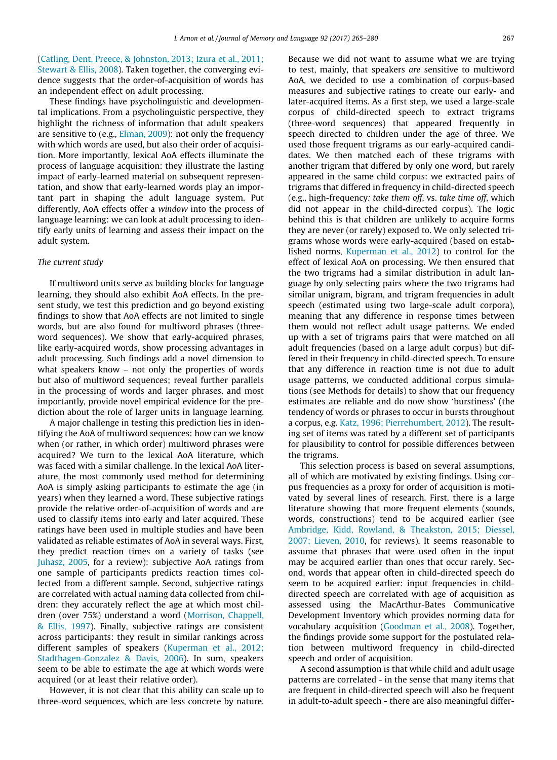(Catling, Dent, Preece, & Johnston, 2013; Izura et al., 2011; Stewart & Ellis, 2008). Taken together, the converging evidence suggests that the order-of-acquisition of words has an independent effect on adult processing.

These findings have psycholinguistic and developmental implications. From a psycholinguistic perspective, they highlight the richness of information that adult speakers are sensitive to (e.g., Elman, 2009): not only the frequency with which words are used, but also their order of acquisition. More importantly, lexical AoA effects illuminate the process of language acquisition: they illustrate the lasting impact of early-learned material on subsequent representation, and show that early-learned words play an important part in shaping the adult language system. Put differently, AoA effects offer a *window* into the process of language learning: we can look at adult processing to identify early units of learning and assess their impact on the adult system.

*The current study*

If multiword units serve as building blocks for language learning, they should also exhibit AoA effects. In the present study, we test this prediction and go beyond existing findings to show that AoA effects are not limited to single words, but are also found for multiword phrases (three-word sequences). We show that early-acquired phrases, like early-acquired words, show processing advantages in adult processing. Such findings add a novel dimension to what speakers know – not only the properties of words but also of multiword sequences; reveal further parallels in the processing of words and larger phrases, and most importantly, provide novel empirical evidence for the prediction about the role of larger units in language learning.

A major challenge in testing this prediction lies in identifying the AoA of multiword sequences: how can we know when (or rather, in which order) multiword phrases were acquired? We turn to the lexical AoA literature, which was faced with a similar challenge. In the lexical AoA literature, the most commonly used method for determining AoA is simply asking participants to estimate the age (in years) when they learned a word. These subjective ratings provide the relative order-of-acquisition of words and are used to classify items into early and later acquired. These ratings have been used in multiple studies and have been validated as reliable estimates of AoA in several ways. First, they predict reaction times on a variety of tasks (see Juhasz, 2005, for a review): subjective AoA ratings from one sample of participants predicts reaction times collected from a different sample. Second, subjective ratings are correlated with actual naming data collected from children: they accurately reflect the age at which most children (over 75%) understand a word (Morrison, Chappell, & Ellis, 1997). Finally, subjective ratings are consistent across participants: they result in similar rankings across different samples of speakers (Kuperman et al., 2012; Stadthagen-Gonzalez & Davis, 2006). In sum, speakers seem to be able to estimate the age at which words were acquired (or at least their relative order).

However, it is not clear that this ability can scale up to three-word sequences, which are less concrete by nature. Because we did not want to assume what we are trying to test, mainly, that speakers *are* sensitive to multiword AoA, we decided to use a combination of corpus-based measures and subjective ratings to create our early- and later-acquired items. As a first step, we used a large-scale corpus of child-directed speech to extract trigrams (three-word sequences) that appeared frequently in speech directed to children under the age of three. We used those frequent trigrams as our early-acquired candidates. We then matched each of these trigrams with another trigram that differed by only one word, but rarely appeared in the same child corpus: we extracted pairs of trigrams that differed in frequency in child-directed speech (e.g., high-frequency*: take them off*, vs. *take time off*, which did not appear in the child-directed corpus). The logic behind this is that children are unlikely to acquire forms they are never (or rarely) exposed to. We only selected trigrams whose words were early-acquired (based on established norms, Kuperman et al., 2012) to control for the effect of lexical AoA on processing. We then ensured that the two trigrams had a similar distribution in adult language by only selecting pairs where the two trigrams had similar unigram, bigram, and trigram frequencies in adult speech (estimated using two large-scale adult corpora), meaning that any difference in response times between them would not reflect adult usage patterns. We ended up with a set of trigrams pairs that were matched on all adult frequencies (based on a large adult corpus) but differed in their frequency in child-directed speech. To ensure that any difference in reaction time is not due to adult usage patterns, we conducted additional corpus simulations (see Methods for details) to show that our frequency estimates are reliable and do now show 'burstiness' (the tendency of words or phrases to occur in bursts throughout a corpus, e.g. Katz, 1996; Pierrehumbert, 2012). The resulting set of items was rated by a different set of participants for plausibility to control for possible differences between the trigrams.

This selection process is based on several assumptions, all of which are motivated by existing findings. Using corpus frequencies as a proxy for order of acquisition is motivated by several lines of research. First, there is a large literature showing that more frequent elements (sounds, words, constructions) tend to be acquired earlier (see Ambridge, Kidd, Rowland, & Theakston, 2015; Diessel, 2007; Lieven, 2010, for reviews). It seems reasonable to assume that phrases that were used often in the input may be acquired earlier than ones that occur rarely. Second, words that appear often in child-directed speech do seem to be acquired earlier: input frequencies in child-directed speech are correlated with age of acquisition as assessed using the MacArthur-Bates Communicative Development Inventory which provides norming data for vocabulary acquisition (Goodman et al., 2008). Together, the findings provide some support for the postulated relation between multiword frequency in child-directed speech and order of acquisition.

A second assumption is that while child and adult usage patterns are correlated - in the sense that many items that are frequent in child-directed speech will also be frequent in adult-to-adult speech - there are also meaningful differ-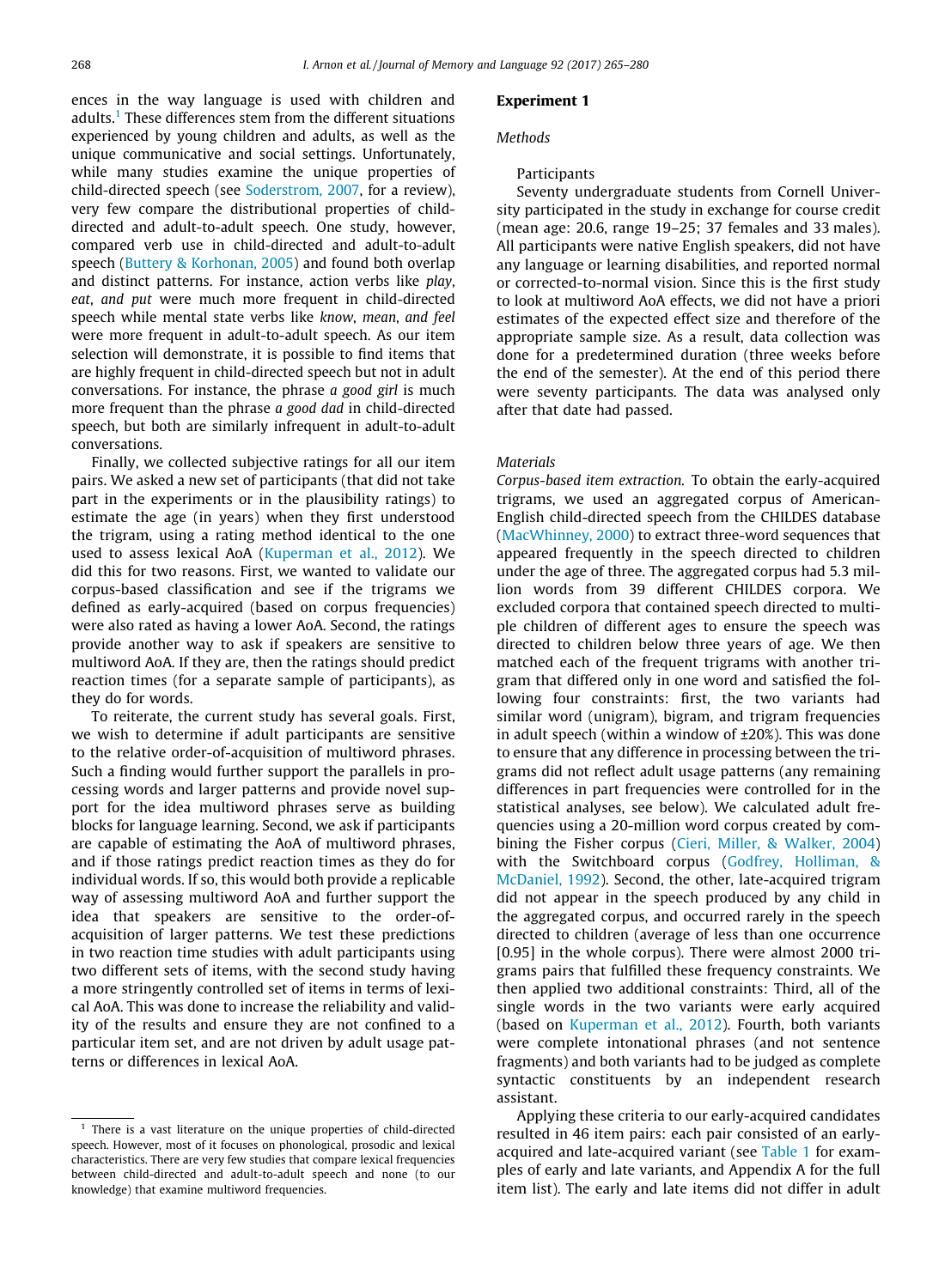ences in the way language is used with children and adults.[1] These differences stem from the different situations experienced by young children and adults, as well as the unique communicative and social settings. Unfortunately, while many studies examine the unique properties of child-directed speech (see Soderstrom, 2007, for a review), very few compare the distributional properties of child-directed and adult-to-adult speech. One study, however, compared verb use in child-directed and adult-to-adult speech (Buttery & Korhonan, 2005) and found both overlap and distinct patterns. For instance, action verbs like *play*, *eat*, *and put* were much more frequent in child-directed speech while mental state verbs like *know*, *mean*, *and feel* were more frequent in adult-to-adult speech. As our item selection will demonstrate, it is possible to find items that are highly frequent in child-directed speech but not in adult conversations. For instance, the phrase *a good girl* is much more frequent than the phrase *a good dad* in child-directed speech, but both are similarly infrequent in adult-to-adult conversations.

Finally, we collected subjective ratings for all our item pairs. We asked a new set of participants (that did not take part in the experiments or in the plausibility ratings) to estimate the age (in years) when they first understood the trigram, using a rating method identical to the one used to assess lexical AoA (Kuperman et al., 2012). We did this for two reasons. First, we wanted to validate our corpus-based classification and see if the trigrams we defined as early-acquired (based on corpus frequencies) were also rated as having a lower AoA. Second, the ratings provide another way to ask if speakers are sensitive to multiword AoA. If they are, then the ratings should predict reaction times (for a separate sample of participants), as they do for words.

To reiterate, the current study has several goals. First, we wish to determine if adult participants are sensitive to the relative order-of-acquisition of multiword phrases. Such a finding would further support the parallels in processing words and larger patterns and provide novel support for the idea multiword phrases serve as building blocks for language learning. Second, we ask if participants are capable of estimating the AoA of multiword phrases, and if those ratings predict reaction times as they do for individual words. If so, this would both provide a replicable way of assessing multiword AoA and further support the idea that speakers are sensitive to the order-of-acquisition of larger patterns. We test these predictions in two reaction time studies with adult participants using two different sets of items, with the second study having a more stringently controlled set of items in terms of lexical AoA. This was done to increase the reliability and validity of the results and ensure they are not confined to a particular item set, and are not driven by adult usage patterns or differences in lexical AoA.

[1] There is a vast literature on the unique properties of child-directed speech. However, most of it focuses on phonological, prosodic and lexical characteristics. There are very few studies that compare lexical frequencies between child-directed and adult-to-adult speech and none (to our knowledge) that examine multiword frequencies.

## Experiment 1

### Methods

#### Participants

Seventy undergraduate students from Cornell University participated in the study in exchange for course credit (mean age: 20.6, range 19–25; 37 females and 33 males). All participants were native English speakers, did not have any language or learning disabilities, and reported normal or corrected-to-normal vision. Since this is the first study to look at multiword AoA effects, we did not have a priori estimates of the expected effect size and therefore of the appropriate sample size. As a result, data collection was done for a predetermined duration (three weeks before the end of the semester). At the end of this period there were seventy participants. The data was analysed only after that date had passed.

#### Materials

*Corpus-based item extraction.* To obtain the early-acquired trigrams, we used an aggregated corpus of American-English child-directed speech from the CHILDES database (MacWhinney, 2000) to extract three-word sequences that appeared frequently in the speech directed to children under the age of three. The aggregated corpus had 5.3 million words from 39 different CHILDES corpora. We excluded corpora that contained speech directed to multiple children of different ages to ensure the speech was directed to children below three years of age. We then matched each of the frequent trigrams with another trigram that differed only in one word and satisfied the following four constraints: first, the two variants had similar word (unigram), bigram, and trigram frequencies in adult speech (within a window of ±20%). This was done to ensure that any difference in processing between the trigrams did not reflect adult usage patterns (any remaining differences in part frequencies were controlled for in the statistical analyses, see below). We calculated adult frequencies using a 20-million word corpus created by combining the Fisher corpus (Cieri, Miller, & Walker, 2004) with the Switchboard corpus (Godfrey, Holliman, & McDaniel, 1992). Second, the other, late-acquired trigram did not appear in the speech produced by any child in the aggregated corpus, and occurred rarely in the speech directed to children (average of less than one occurrence [0.95] in the whole corpus). There were almost 2000 trigrams pairs that fulfilled these frequency constraints. We then applied two additional constraints: Third, all of the single words in the two variants were early acquired (based on Kuperman et al., 2012). Fourth, both variants were complete intonational phrases (and not sentence fragments) and both variants had to be judged as complete syntactic constituents by an independent research assistant.

Applying these criteria to our early-acquired candidates resulted in 46 item pairs: each pair consisted of an early-acquired and late-acquired variant (see Table 1 for examples of early and late variants, and Appendix A for the full item list). The early and late items did not differ in adult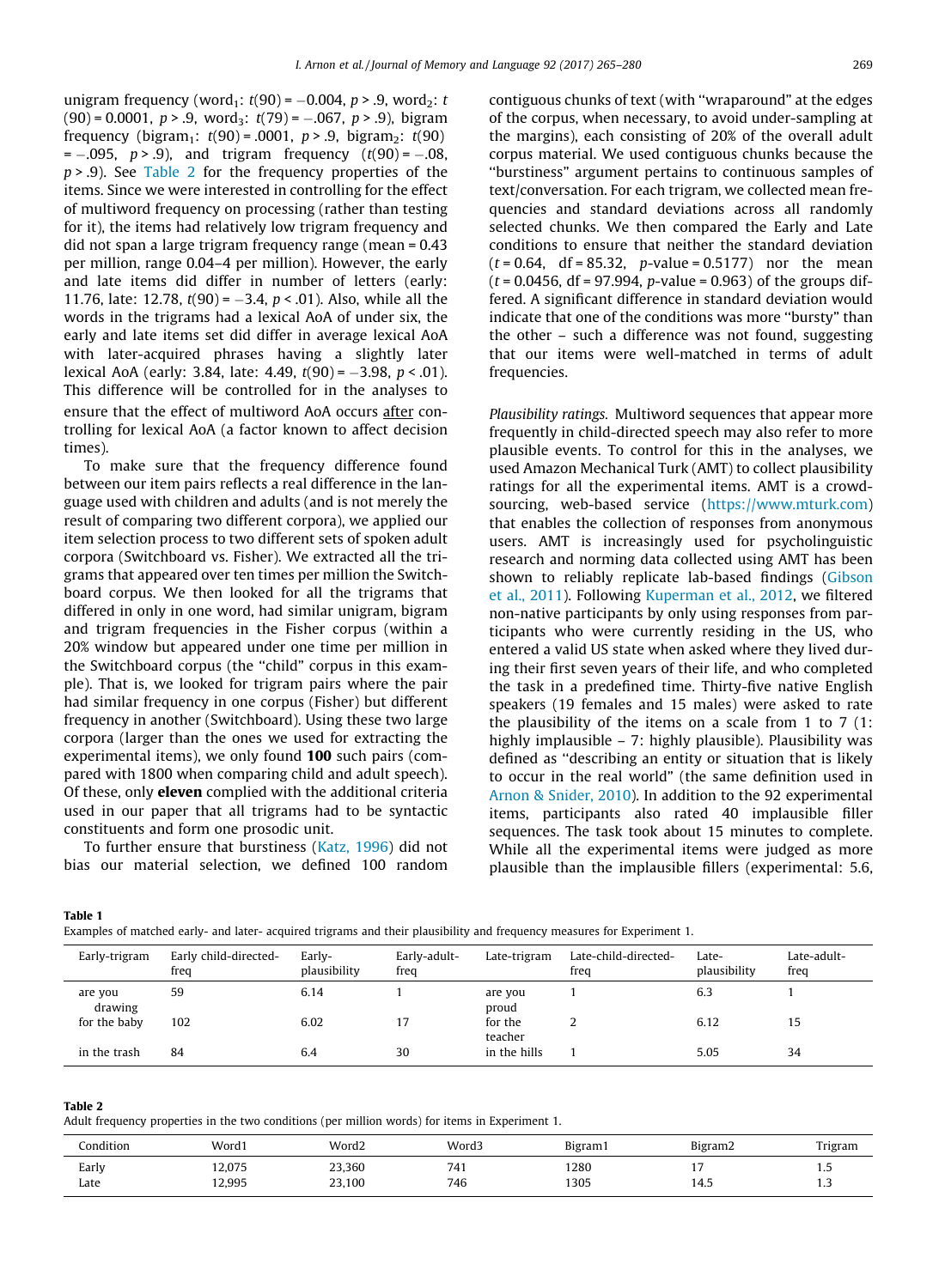unigram frequency (word$_1$: $t(90) = -0.004$, $p > .9$, word$_2$: $t(90) = 0.0001$, $p > .9$, word$_3$: $t(79) = -.067$, $p > .9$), bigram frequency (bigram$_1$: $t(90) = .0001$, $p > .9$, bigram$_2$: $t(90) = -.095$, $p > .9$), and trigram frequency ($t(90) = -.08$, $p > .9$). See Table 2 for the frequency properties of the items. Since we were interested in controlling for the effect of multiword frequency on processing (rather than testing for it), the items had relatively low trigram frequency and did not span a large trigram frequency range (mean = 0.43 per million, range 0.04–4 per million). However, the early and late items did differ in number of letters (early: 11.76, late: 12.78, $t(90) = -3.4$, $p < .01$). Also, while all the words in the trigrams had a lexical AoA of under six, the early and late items set did differ in average lexical AoA with later-acquired phrases having a slightly later lexical AoA (early: 3.84, late: 4.49, $t(90) = -3.98$, $p < .01$). This difference will be controlled for in the analyses to ensure that the effect of multiword AoA occurs after controlling for lexical AoA (a factor known to affect decision times).

To make sure that the frequency difference found between our item pairs reflects a real difference in the language used with children and adults (and is not merely the result of comparing two different corpora), we applied our item selection process to two different sets of spoken adult corpora (Switchboard vs. Fisher). We extracted all the trigrams that appeared over ten times per million the Switchboard corpus. We then looked for all the trigrams that differed in only in one word, had similar unigram, bigram and trigram frequencies in the Fisher corpus (within a 20% window but appeared under one time per million in the Switchboard corpus (the "child" corpus in this example). That is, we looked for trigram pairs where the pair had similar frequency in one corpus (Fisher) but different frequency in another (Switchboard). Using these two large corpora (larger than the ones we used for extracting the experimental items), we only found **100** such pairs (compared with 1800 when comparing child and adult speech). Of these, only **eleven** complied with the additional criteria used in our paper that all trigrams had to be syntactic constituents and form one prosodic unit.

To further ensure that burstiness (Katz, 1996) did not bias our material selection, we defined 100 random contiguous chunks of text (with "wraparound" at the edges of the corpus, when necessary, to avoid under-sampling at the margins), each consisting of 20% of the overall adult corpus material. We used contiguous chunks because the "burstiness" argument pertains to continuous samples of text/conversation. For each trigram, we collected mean frequencies and standard deviations across all randomly selected chunks. We then compared the Early and Late conditions to ensure that neither the standard deviation ($t = 0.64$, df = 85.32, $p$-value = 0.5177) nor the mean ($t = 0.0456$, df = 97.994, $p$-value = 0.963) of the groups differed. A significant difference in standard deviation would indicate that one of the conditions was more "bursty" than the other – such a difference was not found, suggesting that our items were well-matched in terms of adult frequencies.

*Plausibility ratings.* Multiword sequences that appear more frequently in child-directed speech may also refer to more plausible events. To control for this in the analyses, we used Amazon Mechanical Turk (AMT) to collect plausibility ratings for all the experimental items. AMT is a crowd-sourcing, web-based service (https://www.mturk.com) that enables the collection of responses from anonymous users. AMT is increasingly used for psycholinguistic research and norming data collected using AMT has been shown to reliably replicate lab-based findings (Gibson et al., 2011). Following Kuperman et al., 2012, we filtered non-native participants by only using responses from participants who were currently residing in the US, who entered a valid US state when asked where they lived during their first seven years of their life, and who completed the task in a predefined time. Thirty-five native English speakers (19 females and 15 males) were asked to rate the plausibility of the items on a scale from 1 to 7 (1: highly implausible – 7: highly plausible). Plausibility was defined as "describing an entity or situation that is likely to occur in the real world" (the same definition used in Arnon & Snider, 2010). In addition to the 92 experimental items, participants also rated 40 implausible filler sequences. The task took about 15 minutes to complete. While all the experimental items were judged as more plausible than the implausible fillers (experimental: 5.6,

**Table 1**
Examples of matched early- and later- acquired trigrams and their plausibility and frequency measures for Experiment 1.

| Early-trigram | Early child-directed-freq | Early-plausibility | Early-adult-freq | Late-trigram | Late-child-directed-freq | Late-plausibility | Late-adult-freq |
|---|---|---|---|---|---|---|---|
| are you drawing | 59 | 6.14 | 1 | are you proud | 1 | 6.3 | 1 |
| for the baby | 102 | 6.02 | 17 | for the teacher | 2 | 6.12 | 15 |
| in the trash | 84 | 6.4 | 30 | in the hills | 1 | 5.05 | 34 |

**Table 2**
Adult frequency properties in the two conditions (per million words) for items in Experiment 1.

| Condition | Word1 | Word2 | Word3 | Bigram1 | Bigram2 | Trigram |
|---|---|---|---|---|---|---|
| Early | 12,075 | 23,360 | 741 | 1280 | 17 | 1.5 |
| Late | 12,995 | 23,100 | 746 | 1305 | 14.5 | 1.3 |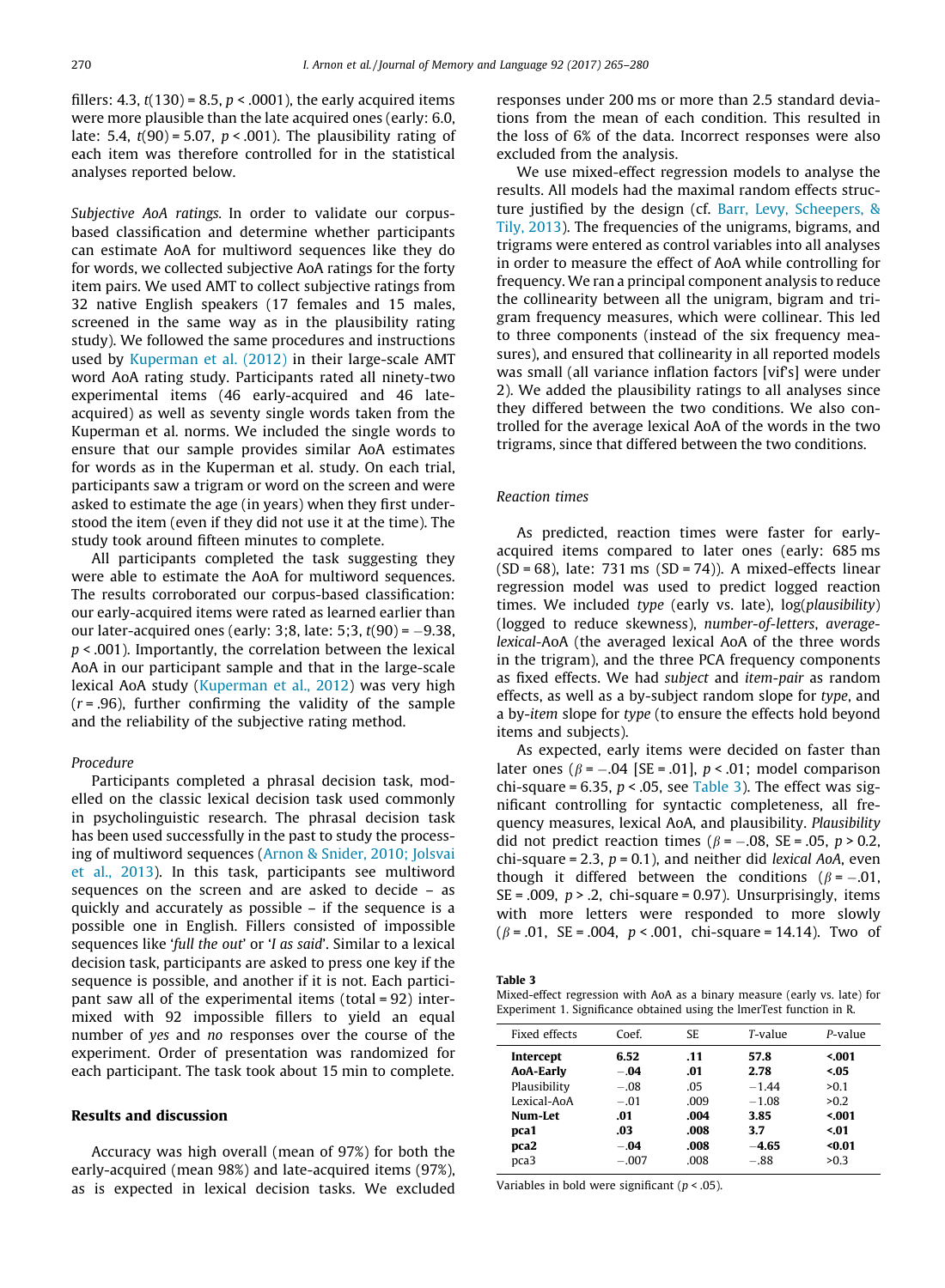fillers: 4.3, $t(130) = 8.5$, $p < .0001$), the early acquired items were more plausible than the late acquired ones (early: 6.0, late: 5.4, $t(90) = 5.07$, $p < .001$). The plausibility rating of each item was therefore controlled for in the statistical analyses reported below.

*Subjective AoA ratings.* In order to validate our corpus-based classification and determine whether participants can estimate AoA for multiword sequences like they do for words, we collected subjective AoA ratings for the forty item pairs. We used AMT to collect subjective ratings from 32 native English speakers (17 females and 15 males, screened in the same way as in the plausibility rating study). We followed the same procedures and instructions used by Kuperman et al. (2012) in their large-scale AMT word AoA rating study. Participants rated all ninety-two experimental items (46 early-acquired and 46 late-acquired) as well as seventy single words taken from the Kuperman et al. norms. We included the single words to ensure that our sample provides similar AoA estimates for words as in the Kuperman et al. study. On each trial, participants saw a trigram or word on the screen and were asked to estimate the age (in years) when they first understood the item (even if they did not use it at the time). The study took around fifteen minutes to complete.

All participants completed the task suggesting they were able to estimate the AoA for multiword sequences. The results corroborated our corpus-based classification: our early-acquired items were rated as learned earlier than our later-acquired ones (early: 3;8, late: 5;3, $t(90) = -9.38$, $p < .001$). Importantly, the correlation between the lexical AoA in our participant sample and that in the large-scale lexical AoA study (Kuperman et al., 2012) was very high ($r = .96$), further confirming the validity of the sample and the reliability of the subjective rating method.

### Procedure

Participants completed a phrasal decision task, modelled on the classic lexical decision task used commonly in psycholinguistic research. The phrasal decision task has been used successfully in the past to study the processing of multiword sequences (Arnon & Snider, 2010; Jolsvai et al., 2013). In this task, participants see multiword sequences on the screen and are asked to decide – as quickly and accurately as possible – if the sequence is a possible one in English. Fillers consisted of impossible sequences like '*full the out*' or '*I as said*'. Similar to a lexical decision task, participants are asked to press one key if the sequence is possible, and another if it is not. Each participant saw all of the experimental items (total = 92) intermixed with 92 impossible fillers to yield an equal number of *yes* and *no* responses over the course of the experiment. Order of presentation was randomized for each participant. The task took about 15 min to complete.

## Results and discussion

Accuracy was high overall (mean of 97%) for both the early-acquired (mean 98%) and late-acquired items (97%), as is expected in lexical decision tasks. We excluded responses under 200 ms or more than 2.5 standard deviations from the mean of each condition. This resulted in the loss of 6% of the data. Incorrect responses were also excluded from the analysis.

We use mixed-effect regression models to analyse the results. All models had the maximal random effects structure justified by the design (cf. Barr, Levy, Scheepers, & Tily, 2013). The frequencies of the unigrams, bigrams, and trigrams were entered as control variables into all analyses in order to measure the effect of AoA while controlling for frequency. We ran a principal component analysis to reduce the collinearity between all the unigram, bigram and trigram frequency measures, which were collinear. This led to three components (instead of the six frequency measures), and ensured that collinearity in all reported models was small (all variance inflation factors [vif's] were under 2). We added the plausibility ratings to all analyses since they differed between the two conditions. We also controlled for the average lexical AoA of the words in the two trigrams, since that differed between the two conditions.

### Reaction times

As predicted, reaction times were faster for early-acquired items compared to later ones (early: 685 ms (SD = 68), late: 731 ms (SD = 74)). A mixed-effects linear regression model was used to predict logged reaction times. We included *type* (early vs. late), log(*plausibility*) (logged to reduce skewness), *number-of-letters*, *average-lexical*-AoA (the averaged lexical AoA of the three words in the trigram), and the three PCA frequency components as fixed effects. We had *subject* and *item-pair* as random effects, as well as a by-subject random slope for *type*, and a by-*item* slope for *type* (to ensure the effects hold beyond items and subjects).

As expected, early items were decided on faster than later ones ($\beta = -.04$ [SE = .01], $p < .01$; model comparison chi-square = 6.35, $p < .05$, see Table 3). The effect was significant controlling for syntactic completeness, all frequency measures, lexical AoA, and plausibility. *Plausibility* did not predict reaction times ($\beta = -.08$, SE = .05, $p > 0.2$, chi-square = 2.3, $p = 0.1$), and neither did *lexical AoA*, even though it differed between the conditions ($\beta = -.01$, SE = .009, $p > .2$, chi-square = 0.97). Unsurprisingly, items with more letters were responded to more slowly ($\beta = .01$, SE = .004, $p < .001$, chi-square = 14.14). Two of

**Table 3**
Mixed-effect regression with AoA as a binary measure (early vs. late) for Experiment 1. Significance obtained using the lmerTest function in R.

| Fixed effects | Coef. | SE | *T*-value | *P*-value |
|---|---|---|---|---|
| **Intercept** | **6.52** | **.11** | **57.8** | **<.001** |
| **AoA-Early** | **−.04** | **.01** | **2.78** | **<.05** |
| Plausibility | −.08 | .05 | −1.44 | >0.1 |
| Lexical-AoA | −.01 | .009 | −1.08 | >0.2 |
| **Num-Let** | **.01** | **.004** | **3.85** | **<.001** |
| **pca1** | **.03** | **.008** | **3.7** | **<.01** |
| **pca2** | **−.04** | **.008** | **−4.65** | **<0.01** |
| pca3 | −.007 | .008 | −.88 | >0.3 |

Variables in bold were significant ($p < .05$).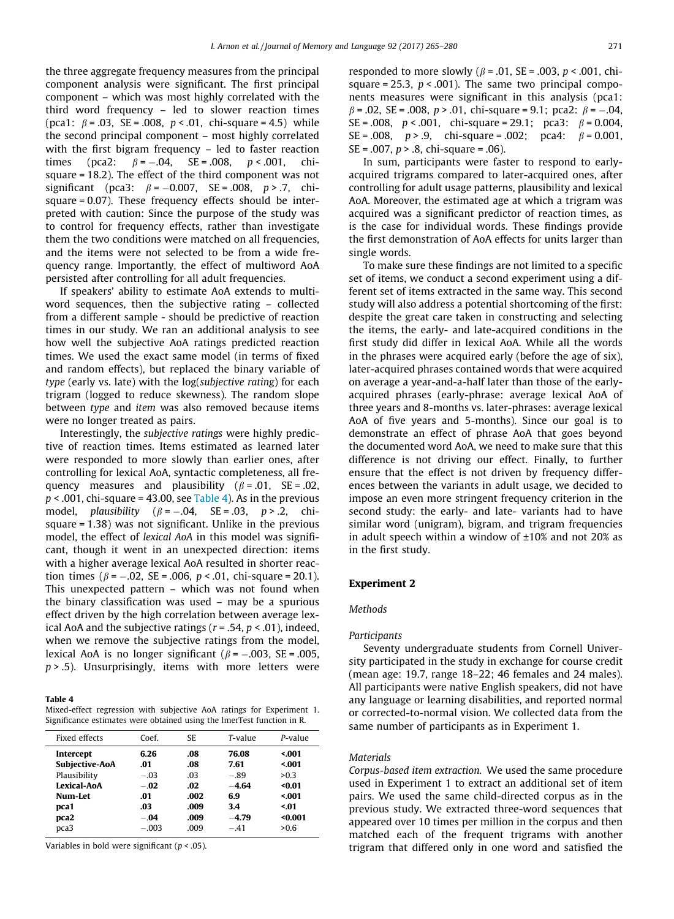the three aggregate frequency measures from the principal component analysis were significant. The first principal component – which was most highly correlated with the third word frequency – led to slower reaction times (pca1: $\beta = .03$, SE = .008, $p < .01$, chi-square = 4.5) while the second principal component – most highly correlated with the first bigram frequency – led to faster reaction times (pca2: $\beta = -.04$, SE = .008, $p < .001$, chi-square = 18.2). The effect of the third component was not significant (pca3: $\beta = -0.007$, SE = .008, $p > .7$, chi-square = 0.07). These frequency effects should be interpreted with caution: Since the purpose of the study was to control for frequency effects, rather than investigate them the two conditions were matched on all frequencies, and the items were not selected to be from a wide frequency range. Importantly, the effect of multiword AoA persisted after controlling for all adult frequencies.

If speakers' ability to estimate AoA extends to multiword sequences, then the subjective rating – collected from a different sample - should be predictive of reaction times in our study. We ran an additional analysis to see how well the subjective AoA ratings predicted reaction times. We used the exact same model (in terms of fixed and random effects), but replaced the binary variable of *type* (early vs. late) with the log(*subjective rating*) for each trigram (logged to reduce skewness). The random slope between *type* and *item* was also removed because items were no longer treated as pairs.

Interestingly, the *subjective ratings* were highly predictive of reaction times. Items estimated as learned later were responded to more slowly than earlier ones, after controlling for lexical AoA, syntactic completeness, all frequency measures and plausibility ($\beta = .01$, SE = .02, $p < .001$, chi-square = 43.00, see Table 4). As in the previous model, *plausibility* ($\beta = -.04$, SE = .03, $p > .2$, chi-square = 1.38) was not significant. Unlike in the previous model, the effect of *lexical AoA* in this model was significant, though it went in an unexpected direction: items with a higher average lexical AoA resulted in shorter reaction times ($\beta = -.02$, SE = .006, $p < .01$, chi-square = 20.1). This unexpected pattern – which was not found when the binary classification was used – may be a spurious effect driven by the high correlation between average lexical AoA and the subjective ratings ($r = .54$, $p < .01$), indeed, when we remove the subjective ratings from the model, lexical AoA is no longer significant ($\beta = -.003$, SE = .005, $p > .5$). Unsurprisingly, items with more letters were responded to more slowly ($\beta = .01$, SE = .003, $p < .001$, chi-square = 25.3, $p < .001$). The same two principal components measures were significant in this analysis (pca1: $\beta = .02$, SE = .008, $p > .01$, chi-square = 9.1; pca2: $\beta = -.04$, SE = .008, $p < .001$, chi-square = 29.1; pca3: $\beta = 0.004$, SE = .008, $p > .9$, chi-square = .002; pca4: $\beta = 0.001$, SE = .007, $p > .8$, chi-square = .06).

**Table 4**
Mixed-effect regression with subjective AoA ratings for Experiment 1. Significance estimates were obtained using the lmerTest function in R.

| Fixed effects | Coef. | SE | *T*-value | *P*-value |
|---|---|---|---|---|
| **Intercept** | **6.26** | **.08** | **76.08** | **<.001** |
| **Subjective-AoA** | **.01** | **.08** | **7.61** | **<.001** |
| Plausibility | −.03 | .03 | −.89 | >0.3 |
| **Lexical-AoA** | **−.02** | **.02** | **−4.64** | **<0.01** |
| **Num-Let** | **.01** | **.002** | **6.9** | **<.001** |
| **pca1** | **.03** | **.009** | **3.4** | **<.01** |
| **pca2** | **−.04** | **.009** | **−4.79** | **<0.001** |
| pca3 | −.003 | .009 | −.41 | >0.6 |

Variables in bold were significant ($p < .05$).

In sum, participants were faster to respond to early-acquired trigrams compared to later-acquired ones, after controlling for adult usage patterns, plausibility and lexical AoA. Moreover, the estimated age at which a trigram was acquired was a significant predictor of reaction times, as is the case for individual words. These findings provide the first demonstration of AoA effects for units larger than single words.

To make sure these findings are not limited to a specific set of items, we conduct a second experiment using a different set of items extracted in the same way. This second study will also address a potential shortcoming of the first: despite the great care taken in constructing and selecting the items, the early- and late-acquired conditions in the first study did differ in lexical AoA. While all the words in the phrases were acquired early (before the age of six), later-acquired phrases contained words that were acquired on average a year-and-a-half later than those of the early-acquired phrases (early-phrase: average lexical AoA of three years and 8-months vs. later-phrases: average lexical AoA of five years and 5-months). Since our goal is to demonstrate an effect of phrase AoA that goes beyond the documented word AoA, we need to make sure that this difference is not driving our effect. Finally, to further ensure that the effect is not driven by frequency differences between the variants in adult usage, we decided to impose an even more stringent frequency criterion in the second study: the early- and late- variants had to have similar word (unigram), bigram, and trigram frequencies in adult speech within a window of ±10% and not 20% as in the first study.

## Experiment 2

### Methods

#### Participants

Seventy undergraduate students from Cornell University participated in the study in exchange for course credit (mean age: 19.7, range 18–22; 46 females and 24 males). All participants were native English speakers, did not have any language or learning disabilities, and reported normal or corrected-to-normal vision. We collected data from the same number of participants as in Experiment 1.

#### Materials

*Corpus-based item extraction.* We used the same procedure used in Experiment 1 to extract an additional set of item pairs. We used the same child-directed corpus as in the previous study. We extracted three-word sequences that appeared over 10 times per million in the corpus and then matched each of the frequent trigrams with another trigram that differed only in one word and satisfied the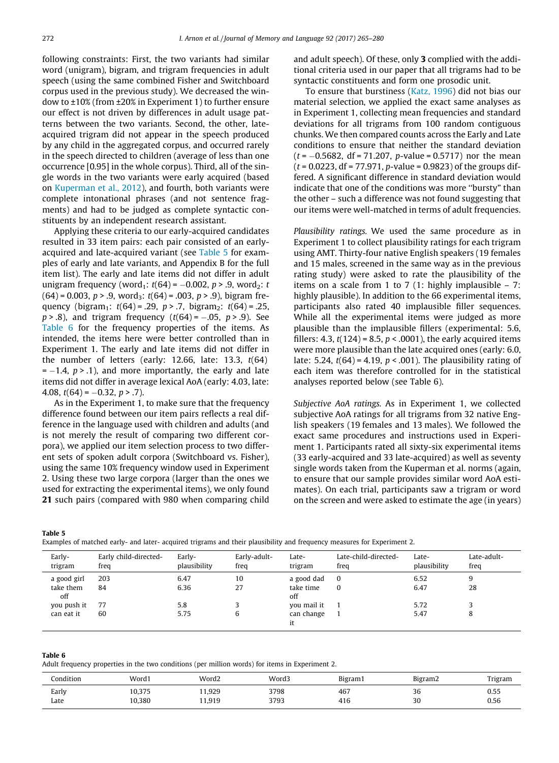following constraints: First, the two variants had similar word (unigram), bigram, and trigram frequencies in adult speech (using the same combined Fisher and Switchboard corpus used in the previous study). We decreased the window to ±10% (from ±20% in Experiment 1) to further ensure our effect is not driven by differences in adult usage patterns between the two variants. Second, the other, late-acquired trigram did not appear in the speech produced by any child in the aggregated corpus, and occurred rarely in the speech directed to children (average of less than one occurrence [0.95] in the whole corpus). Third, all of the single words in the two variants were early acquired (based on Kuperman et al., 2012), and fourth, both variants were complete intonational phrases (and not sentence fragments) and had to be judged as complete syntactic constituents by an independent research assistant.

Applying these criteria to our early-acquired candidates resulted in 33 item pairs: each pair consisted of an early-acquired and late-acquired variant (see Table 5 for examples of early and late variants, and Appendix B for the full item list). The early and late items did not differ in adult unigram frequency (word$_1$: $t(64) = -0.002$, $p > .9$, word$_2$: $t(64) = 0.003$, $p > .9$, word$_3$: $t(64) = .003$, $p > .9$), bigram frequency (bigram$_1$: $t(64) = .29$, $p > .7$, bigram$_2$: $t(64) = .25$, $p > .8$), and trigram frequency ($t(64) = -.05$, $p > .9$). See Table 6 for the frequency properties of the items. As intended, the items here were better controlled than in Experiment 1. The early and late items did not differ in the number of letters (early: 12.66, late: 13.3, $t(64) = -1.4$, $p > .1$), and more importantly, the early and late items did not differ in average lexical AoA (early: 4.03, late: 4.08, $t(64) = -0.32$, $p > .7$).

As in the Experiment 1, to make sure that the frequency difference found between our item pairs reflects a real difference in the language used with children and adults (and is not merely the result of comparing two different corpora), we applied our item selection process to two different sets of spoken adult corpora (Switchboard vs. Fisher), using the same 10% frequency window used in Experiment 2. Using these two large corpora (larger than the ones we used for extracting the experimental items), we only found **21** such pairs (compared with 980 when comparing child and adult speech). Of these, only **3** complied with the additional criteria used in our paper that all trigrams had to be syntactic constituents and form one prosodic unit.

To ensure that burstiness (Katz, 1996) did not bias our material selection, we applied the exact same analyses as in Experiment 1, collecting mean frequencies and standard deviations for all trigrams from 100 random contiguous chunks. We then compared counts across the Early and Late conditions to ensure that neither the standard deviation ($t = -0.5682$, df = 71.207, $p$-value = 0.5717) nor the mean ($t = 0.0223$, df = 77.971, $p$-value = 0.9823) of the groups differed. A significant difference in standard deviation would indicate that one of the conditions was more "bursty" than the other – such a difference was not found suggesting that our items were well-matched in terms of adult frequencies.

*Plausibility ratings.* We used the same procedure as in Experiment 1 to collect plausibility ratings for each trigram using AMT. Thirty-four native English speakers (19 females and 15 males, screened in the same way as in the previous rating study) were asked to rate the plausibility of the items on a scale from 1 to 7 (1: highly implausible – 7: highly plausible). In addition to the 66 experimental items, participants also rated 40 implausible filler sequences. While all the experimental items were judged as more plausible than the implausible fillers (experimental: 5.6, fillers: 4.3, $t(124) = 8.5$, $p < .0001$), the early acquired items were more plausible than the late acquired ones (early: 6.0, late: 5.24, $t(64) = 4.19$, $p < .001$). The plausibility rating of each item was therefore controlled for in the statistical analyses reported below (see Table 6).

*Subjective AoA ratings.* As in Experiment 1, we collected subjective AoA ratings for all trigrams from 32 native English speakers (19 females and 13 males). We followed the exact same procedures and instructions used in Experiment 1. Participants rated all sixty-six experimental items (33 early-acquired and 33 late-acquired) as well as seventy single words taken from the Kuperman et al. norms (again, to ensure that our sample provides similar word AoA estimates). On each trial, participants saw a trigram or word on the screen and were asked to estimate the age (in years)

**Table 5**
Examples of matched early- and later- acquired trigrams and their plausibility and frequency measures for Experiment 2.

| Early-trigram | Early child-directed-freq | Early-plausibility | Early-adult-freq | Late-trigram | Late-child-directed-freq | Late-plausibility | Late-adult-freq |
|---|---|---|---|---|---|---|---|
| a good girl | 203 | 6.47 | 10 | a good dad | 0 | 6.52 | 9 |
| take them off | 84 | 6.36 | 27 | take time off | 0 | 6.47 | 28 |
| you push it | 77 | 5.8 | 3 | you mail it | 1 | 5.72 | 3 |
| can eat it | 60 | 5.75 | 6 | can change it | 1 | 5.47 | 8 |

**Table 6**
Adult frequency properties in the two conditions (per million words) for items in Experiment 2.

| Condition | Word1 | Word2 | Word3 | Bigram1 | Bigram2 | Trigram |
|---|---|---|---|---|---|---|
| Early | 10,375 | 11,929 | 3798 | 467 | 36 | 0.55 |
| Late | 10,380 | 11,919 | 3793 | 416 | 30 | 0.56 |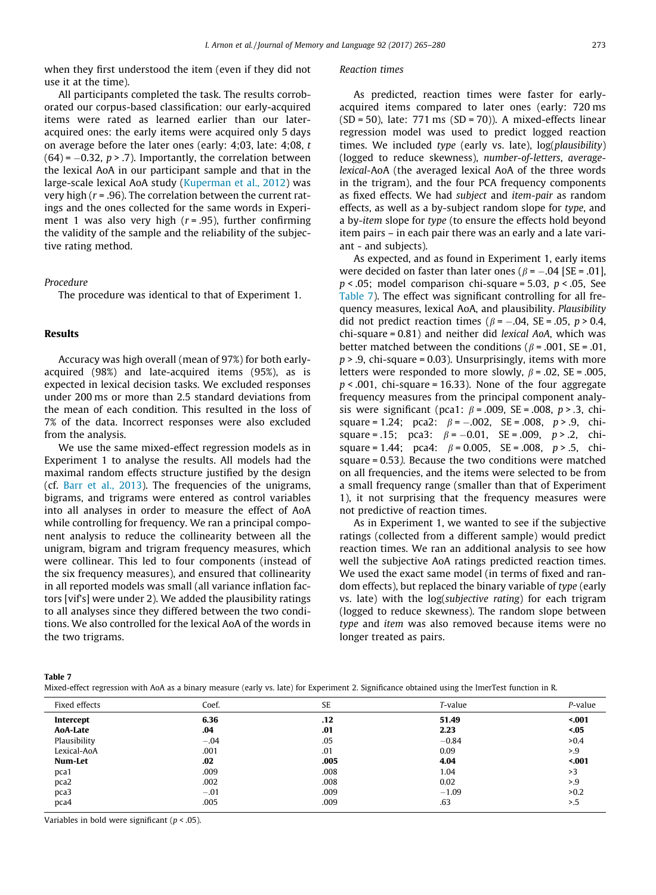when they first understood the item (even if they did not use it at the time).

All participants completed the task. The results corroborated our corpus-based classification: our early-acquired items were rated as learned earlier than our later-acquired ones: the early items were acquired only 5 days on average before the later ones (early: 4;03, late: 4;08, $t(64) = -0.32$, $p > .7$). Importantly, the correlation between the lexical AoA in our participant sample and that in the large-scale lexical AoA study (Kuperman et al., 2012) was very high ($r = .96$). The correlation between the current ratings and the ones collected for the same words in Experiment 1 was also very high ($r = .95$), further confirming the validity of the sample and the reliability of the subjective rating method.

*Procedure*

The procedure was identical to that of Experiment 1.

### Results

Accuracy was high overall (mean of 97%) for both early-acquired (98%) and late-acquired items (95%), as is expected in lexical decision tasks. We excluded responses under 200 ms or more than 2.5 standard deviations from the mean of each condition. This resulted in the loss of 7% of the data. Incorrect responses were also excluded from the analysis.

We use the same mixed-effect regression models as in Experiment 1 to analyse the results. All models had the maximal random effects structure justified by the design (cf. Barr et al., 2013). The frequencies of the unigrams, bigrams, and trigrams were entered as control variables into all analyses in order to measure the effect of AoA while controlling for frequency. We ran a principal component analysis to reduce the collinearity between all the unigram, bigram and trigram frequency measures, which were collinear. This led to four components (instead of the six frequency measures), and ensured that collinearity in all reported models was small (all variance inflation factors [vif's] were under 2). We added the plausibility ratings to all analyses since they differed between the two conditions. We also controlled for the lexical AoA of the words in the two trigrams.

*Reaction times*

As predicted, reaction times were faster for early-acquired items compared to later ones (early: 720 ms (SD = 50), late: 771 ms (SD = 70)). A mixed-effects linear regression model was used to predict logged reaction times. We included *type* (early vs. late), log(*plausibility*) (logged to reduce skewness), *number-of-letters*, *average-lexical*-AoA (the averaged lexical AoA of the three words in the trigram), and the four PCA frequency components as fixed effects. We had *subject* and *item-pair* as random effects, as well as a by-subject random slope for *type*, and a by-*item* slope for *type* (to ensure the effects hold beyond item pairs – in each pair there was an early and a late variant - and subjects).

As expected, and as found in Experiment 1, early items were decided on faster than later ones ($\beta = -.04$ [SE = .01], $p < .05$; model comparison chi-square = 5.03, $p < .05$, See Table 7). The effect was significant controlling for all frequency measures, lexical AoA, and plausibility. *Plausibility* did not predict reaction times ($\beta = -.04$, SE = .05, $p > 0.4$, chi-square = 0.81) and neither did *lexical AoA*, which was better matched between the conditions ($\beta = .001$, SE = .01, $p > .9$, chi-square = 0.03). Unsurprisingly, items with more letters were responded to more slowly, $\beta = .02$, SE = .005, $p < .001$, chi-square = 16.33). None of the four aggregate frequency measures from the principal component analysis were significant (pca1: $\beta = .009$, SE = .008, $p > .3$, chi-square = 1.24; pca2: $\beta = -.002$, SE = .008, $p > .9$, chi-square = .15; pca3: $\beta = -0.01$, SE = .009, $p > .2$, chi-square = 1.44; pca4: $\beta = 0.005$, SE = .008, $p > .5$, chi-square = 0.53). Because the two conditions were matched on all frequencies, and the items were selected to be from a small frequency range (smaller than that of Experiment 1), it not surprising that the frequency measures were not predictive of reaction times.

As in Experiment 1, we wanted to see if the subjective ratings (collected from a different sample) would predict reaction times. We ran an additional analysis to see how well the subjective AoA ratings predicted reaction times. We used the exact same model (in terms of fixed and random effects), but replaced the binary variable of *type* (early vs. late) with the log(*subjective rating*) for each trigram (logged to reduce skewness). The random slope between *type* and *item* was also removed because items were no longer treated as pairs.

**Table 7**
Mixed-effect regression with AoA as a binary measure (early vs. late) for Experiment 2. Significance obtained using the lmerTest function in R.

| Fixed effects | Coef. | SE | *T*-value | *P*-value |
|---|---|---|---|---|
| **Intercept** | **6.36** | **.12** | **51.49** | **<.001** |
| **AoA-Late** | **.04** | **.01** | **2.23** | **<.05** |
| Plausibility | −.04 | .05 | −0.84 | >0.4 |
| Lexical-AoA | .001 | .01 | 0.09 | >.9 |
| **Num-Let** | **.02** | **.005** | **4.04** | **<.001** |
| pca1 | .009 | .008 | 1.04 | >3 |
| pca2 | .002 | .008 | 0.02 | >.9 |
| pca3 | −.01 | .009 | −1.09 | >0.2 |
| pca4 | .005 | .009 | .63 | >.5 |

Variables in bold were significant ($p < .05$).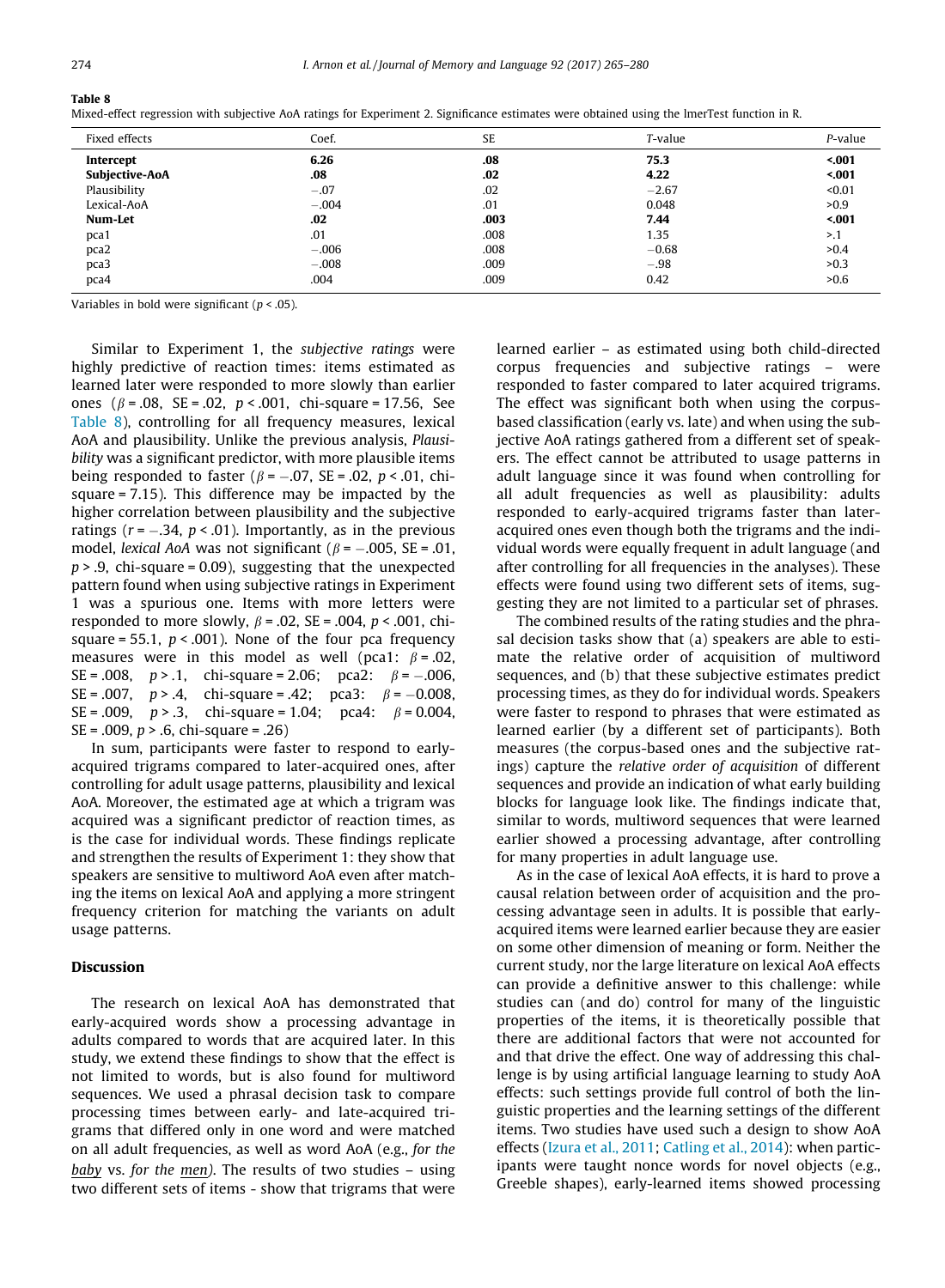**Table 8**
Mixed-effect regression with subjective AoA ratings for Experiment 2. Significance estimates were obtained using the lmerTest function in R.

| Fixed effects | Coef. | SE | *T*-value | *P*-value |
|---|---|---|---|---|
| **Intercept** | **6.26** | **.08** | **75.3** | **<.001** |
| **Subjective-AoA** | **.08** | **.02** | **4.22** | **<.001** |
| Plausibility | −.07 | .02 | −2.67 | <0.01 |
| Lexical-AoA | −.004 | .01 | 0.048 | >0.9 |
| **Num-Let** | **.02** | **.003** | **7.44** | **<.001** |
| pca1 | .01 | .008 | 1.35 | >.1 |
| pca2 | −.006 | .008 | −0.68 | >0.4 |
| pca3 | −.008 | .009 | −.98 | >0.3 |
| pca4 | .004 | .009 | 0.42 | >0.6 |

Variables in bold were significant ($p < .05$).

Similar to Experiment 1, the *subjective ratings* were highly predictive of reaction times: items estimated as learned later were responded to more slowly than earlier ones ($\beta = .08$, SE = .02, $p < .001$, chi-square = 17.56, See Table 8), controlling for all frequency measures, lexical AoA and plausibility. Unlike the previous analysis, *Plausibility* was a significant predictor, with more plausible items being responded to faster ($\beta = -.07$, SE = .02, $p < .01$, chi-square = 7.15). This difference may be impacted by the higher correlation between plausibility and the subjective ratings ($r = -.34$, $p < .01$). Importantly, as in the previous model, *lexical AoA* was not significant ($\beta = -.005$, SE = .01, $p > .9$, chi-square = 0.09), suggesting that the unexpected pattern found when using subjective ratings in Experiment 1 was a spurious one. Items with more letters were responded to more slowly, $\beta = .02$, SE = .004, $p < .001$, chi-square = 55.1, $p < .001$). None of the four pca frequency measures were in this model as well (pca1: $\beta = .02$, SE = .008, $p > .1$, chi-square = 2.06; pca2: $\beta = -.006$, SE = .007, $p > .4$, chi-square = .42; pca3: $\beta = -0.008$, SE = .009, $p > .3$, chi-square = 1.04; pca4: $\beta = 0.004$, SE = .009, $p > .6$, chi-square = .26)

In sum, participants were faster to respond to early-acquired trigrams compared to later-acquired ones, after controlling for adult usage patterns, plausibility and lexical AoA. Moreover, the estimated age at which a trigram was acquired was a significant predictor of reaction times, as is the case for individual words. These findings replicate and strengthen the results of Experiment 1: they show that speakers are sensitive to multiword AoA even after matching the items on lexical AoA and applying a more stringent frequency criterion for matching the variants on adult usage patterns.

## Discussion

The research on lexical AoA has demonstrated that early-acquired words show a processing advantage in adults compared to words that are acquired later. In this study, we extend these findings to show that the effect is not limited to words, but is also found for multiword sequences. We used a phrasal decision task to compare processing times between early- and late-acquired trigrams that differed only in one word and were matched on all adult frequencies, as well as word AoA (e.g., *for the baby* vs. *for the men*). The results of two studies – using two different sets of items - show that trigrams that were learned earlier – as estimated using both child-directed corpus frequencies and subjective ratings – were responded to faster compared to later acquired trigrams. The effect was significant both when using the corpus-based classification (early vs. late) and when using the subjective AoA ratings gathered from a different set of speakers. The effect cannot be attributed to usage patterns in adult language since it was found when controlling for all adult frequencies as well as plausibility: adults responded to early-acquired trigrams faster than later-acquired ones even though both the trigrams and the individual words were equally frequent in adult language (and after controlling for all frequencies in the analyses). These effects were found using two different sets of items, suggesting they are not limited to a particular set of phrases.

The combined results of the rating studies and the phrasal decision tasks show that (a) speakers are able to estimate the relative order of acquisition of multiword sequences, and (b) that these subjective estimates predict processing times, as they do for individual words. Speakers were faster to respond to phrases that were estimated as learned earlier (by a different set of participants). Both measures (the corpus-based ones and the subjective ratings) capture the *relative order of acquisition* of different sequences and provide an indication of what early building blocks for language look like. The findings indicate that, similar to words, multiword sequences that were learned earlier showed a processing advantage, after controlling for many properties in adult language use.

As in the case of lexical AoA effects, it is hard to prove a causal relation between order of acquisition and the processing advantage seen in adults. It is possible that early-acquired items were learned earlier because they are easier on some other dimension of meaning or form. Neither the current study, nor the large literature on lexical AoA effects can provide a definitive answer to this challenge: while studies can (and do) control for many of the linguistic properties of the items, it is theoretically possible that there are additional factors that were not accounted for and that drive the effect. One way of addressing this challenge is by using artificial language learning to study AoA effects: such settings provide full control of both the linguistic properties and the learning settings of the different items. Two studies have used such a design to show AoA effects (Izura et al., 2011; Catling et al., 2014): when participants were taught nonce words for novel objects (e.g., Greeble shapes), early-learned items showed processing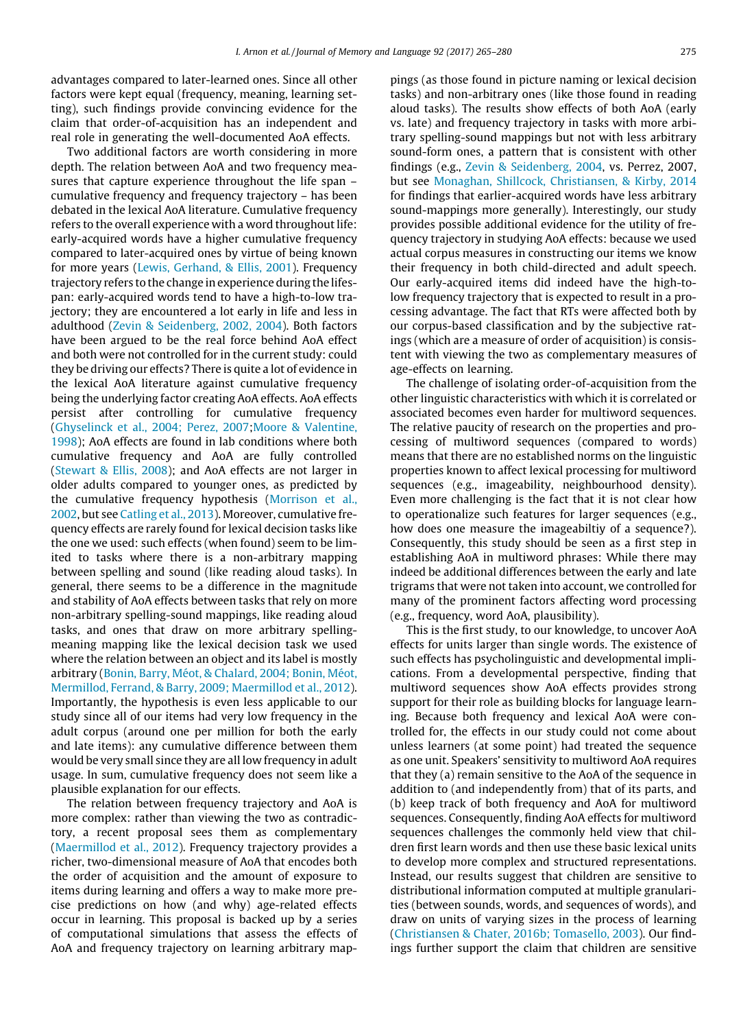advantages compared to later-learned ones. Since all other factors were kept equal (frequency, meaning, learning setting), such findings provide convincing evidence for the claim that order-of-acquisition has an independent and real role in generating the well-documented AoA effects.

Two additional factors are worth considering in more depth. The relation between AoA and two frequency measures that capture experience throughout the life span – cumulative frequency and frequency trajectory – has been debated in the lexical AoA literature. Cumulative frequency refers to the overall experience with a word throughout life: early-acquired words have a higher cumulative frequency compared to later-acquired ones by virtue of being known for more years (Lewis, Gerhand, & Ellis, 2001). Frequency trajectory refers to the change in experience during the lifespan: early-acquired words tend to have a high-to-low trajectory; they are encountered a lot early in life and less in adulthood (Zevin & Seidenberg, 2002, 2004). Both factors have been argued to be the real force behind AoA effect and both were not controlled for in the current study: could they be driving our effects? There is quite a lot of evidence in the lexical AoA literature against cumulative frequency being the underlying factor creating AoA effects. AoA effects persist after controlling for cumulative frequency (Ghyselinck et al., 2004; Perez, 2007;Moore & Valentine, 1998); AoA effects are found in lab conditions where both cumulative frequency and AoA are fully controlled (Stewart & Ellis, 2008); and AoA effects are not larger in older adults compared to younger ones, as predicted by the cumulative frequency hypothesis (Morrison et al., 2002, but see Catling et al., 2013). Moreover, cumulative frequency effects are rarely found for lexical decision tasks like the one we used: such effects (when found) seem to be limited to tasks where there is a non-arbitrary mapping between spelling and sound (like reading aloud tasks). In general, there seems to be a difference in the magnitude and stability of AoA effects between tasks that rely on more non-arbitrary spelling-sound mappings, like reading aloud tasks, and ones that draw on more arbitrary spelling-meaning mapping like the lexical decision task we used where the relation between an object and its label is mostly arbitrary (Bonin, Barry, Méot, & Chalard, 2004; Bonin, Méot, Mermillod, Ferrand, & Barry, 2009; Maermillod et al., 2012). Importantly, the hypothesis is even less applicable to our study since all of our items had very low frequency in the adult corpus (around one per million for both the early and late items): any cumulative difference between them would be very small since they are all low frequency in adult usage. In sum, cumulative frequency does not seem like a plausible explanation for our effects.

The relation between frequency trajectory and AoA is more complex: rather than viewing the two as contradictory, a recent proposal sees them as complementary (Maermillod et al., 2012). Frequency trajectory provides a richer, two-dimensional measure of AoA that encodes both the order of acquisition and the amount of exposure to items during learning and offers a way to make more precise predictions on how (and why) age-related effects occur in learning. This proposal is backed up by a series of computational simulations that assess the effects of AoA and frequency trajectory on learning arbitrary mappings (as those found in picture naming or lexical decision tasks) and non-arbitrary ones (like those found in reading aloud tasks). The results show effects of both AoA (early vs. late) and frequency trajectory in tasks with more arbitrary spelling-sound mappings but not with less arbitrary sound-form ones, a pattern that is consistent with other findings (e.g., Zevin & Seidenberg, 2004, vs. Perrez, 2007, but see Monaghan, Shillcock, Christiansen, & Kirby, 2014 for findings that earlier-acquired words have less arbitrary sound-mappings more generally). Interestingly, our study provides possible additional evidence for the utility of frequency trajectory in studying AoA effects: because we used actual corpus measures in constructing our items we know their frequency in both child-directed and adult speech. Our early-acquired items did indeed have the high-to-low frequency trajectory that is expected to result in a processing advantage. The fact that RTs were affected both by our corpus-based classification and by the subjective ratings (which are a measure of order of acquisition) is consistent with viewing the two as complementary measures of age-effects on learning.

The challenge of isolating order-of-acquisition from the other linguistic characteristics with which it is correlated or associated becomes even harder for multiword sequences. The relative paucity of research on the properties and processing of multiword sequences (compared to words) means that there are no established norms on the linguistic properties known to affect lexical processing for multiword sequences (e.g., imageability, neighbourhood density). Even more challenging is the fact that it is not clear how to operationalize such features for larger sequences (e.g., how does one measure the imageabiltiy of a sequence?). Consequently, this study should be seen as a first step in establishing AoA in multiword phrases: While there may indeed be additional differences between the early and late trigrams that were not taken into account, we controlled for many of the prominent factors affecting word processing (e.g., frequency, word AoA, plausibility).

This is the first study, to our knowledge, to uncover AoA effects for units larger than single words. The existence of such effects has psycholinguistic and developmental implications. From a developmental perspective, finding that multiword sequences show AoA effects provides strong support for their role as building blocks for language learning. Because both frequency and lexical AoA were controlled for, the effects in our study could not come about unless learners (at some point) had treated the sequence as one unit. Speakers' sensitivity to multiword AoA requires that they (a) remain sensitive to the AoA of the sequence in addition to (and independently from) that of its parts, and (b) keep track of both frequency and AoA for multiword sequences. Consequently, finding AoA effects for multiword sequences challenges the commonly held view that children first learn words and then use these basic lexical units to develop more complex and structured representations. Instead, our results suggest that children are sensitive to distributional information computed at multiple granularities (between sounds, words, and sequences of words), and draw on units of varying sizes in the process of learning (Christiansen & Chater, 2016b; Tomasello, 2003). Our findings further support the claim that children are sensitive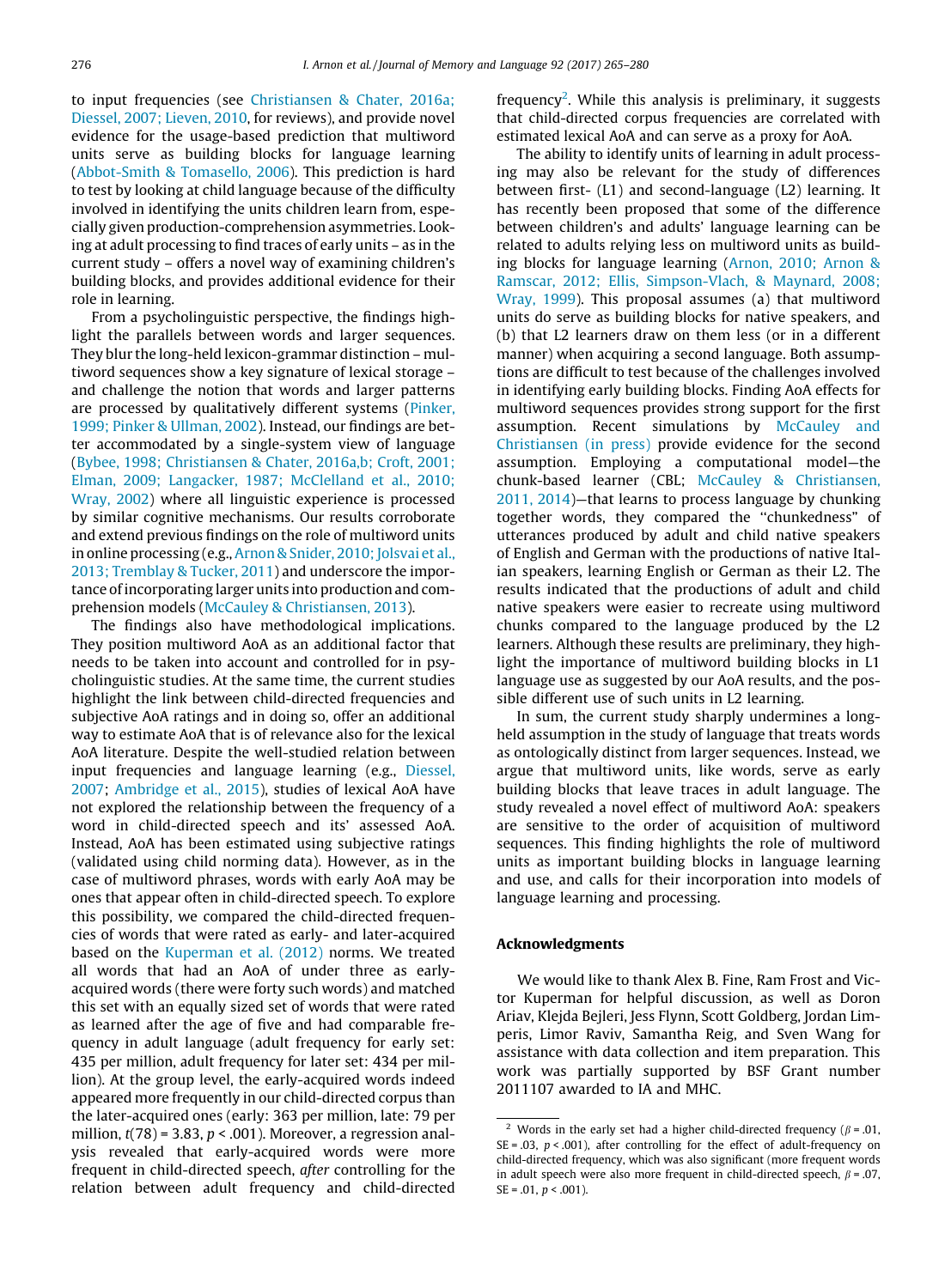to input frequencies (see Christiansen & Chater, 2016a; Diessel, 2007; Lieven, 2010, for reviews), and provide novel evidence for the usage-based prediction that multiword units serve as building blocks for language learning (Abbot-Smith & Tomasello, 2006). This prediction is hard to test by looking at child language because of the difficulty involved in identifying the units children learn from, especially given production-comprehension asymmetries. Looking at adult processing to find traces of early units – as in the current study – offers a novel way of examining children's building blocks, and provides additional evidence for their role in learning.

From a psycholinguistic perspective, the findings highlight the parallels between words and larger sequences. They blur the long-held lexicon-grammar distinction – multiword sequences show a key signature of lexical storage – and challenge the notion that words and larger patterns are processed by qualitatively different systems (Pinker, 1999; Pinker & Ullman, 2002). Instead, our findings are better accommodated by a single-system view of language (Bybee, 1998; Christiansen & Chater, 2016a,b; Croft, 2001; Elman, 2009; Langacker, 1987; McClelland et al., 2010; Wray, 2002) where all linguistic experience is processed by similar cognitive mechanisms. Our results corroborate and extend previous findings on the role of multiword units in online processing (e.g., Arnon & Snider, 2010; Jolsvai et al., 2013; Tremblay & Tucker, 2011) and underscore the importance of incorporating larger units into production and comprehension models (McCauley & Christiansen, 2013).

The findings also have methodological implications. They position multiword AoA as an additional factor that needs to be taken into account and controlled for in psycholinguistic studies. At the same time, the current studies highlight the link between child-directed frequencies and subjective AoA ratings and in doing so, offer an additional way to estimate AoA that is of relevance also for the lexical AoA literature. Despite the well-studied relation between input frequencies and language learning (e.g., Diessel, 2007; Ambridge et al., 2015), studies of lexical AoA have not explored the relationship between the frequency of a word in child-directed speech and its' assessed AoA. Instead, AoA has been estimated using subjective ratings (validated using child norming data). However, as in the case of multiword phrases, words with early AoA may be ones that appear often in child-directed speech. To explore this possibility, we compared the child-directed frequencies of words that were rated as early- and later-acquired based on the Kuperman et al. (2012) norms. We treated all words that had an AoA of under three as early-acquired words (there were forty such words) and matched this set with an equally sized set of words that were rated as learned after the age of five and had comparable frequency in adult language (adult frequency for early set: 435 per million, adult frequency for later set: 434 per million). At the group level, the early-acquired words indeed appeared more frequently in our child-directed corpus than the later-acquired ones (early: 363 per million, late: 79 per million, $t(78) = 3.83$, $p < .001$). Moreover, a regression analysis revealed that early-acquired words were more frequent in child-directed speech, *after* controlling for the relation between adult frequency and child-directed frequency[2]. While this analysis is preliminary, it suggests that child-directed corpus frequencies are correlated with estimated lexical AoA and can serve as a proxy for AoA.

The ability to identify units of learning in adult processing may also be relevant for the study of differences between first- (L1) and second-language (L2) learning. It has recently been proposed that some of the difference between children's and adults' language learning can be related to adults relying less on multiword units as building blocks for language learning (Arnon, 2010; Arnon & Ramscar, 2012; Ellis, Simpson-Vlach, & Maynard, 2008; Wray, 1999). This proposal assumes (a) that multiword units do serve as building blocks for native speakers, and (b) that L2 learners draw on them less (or in a different manner) when acquiring a second language. Both assumptions are difficult to test because of the challenges involved in identifying early building blocks. Finding AoA effects for multiword sequences provides strong support for the first assumption. Recent simulations by McCauley and Christiansen (in press) provide evidence for the second assumption. Employing a computational model—the chunk-based learner (CBL; McCauley & Christiansen, 2011, 2014)—that learns to process language by chunking together words, they compared the "chunkedness" of utterances produced by adult and child native speakers of English and German with the productions of native Italian speakers, learning English or German as their L2. The results indicated that the productions of adult and child native speakers were easier to recreate using multiword chunks compared to the language produced by the L2 learners. Although these results are preliminary, they highlight the importance of multiword building blocks in L1 language use as suggested by our AoA results, and the possible different use of such units in L2 learning.

In sum, the current study sharply undermines a long-held assumption in the study of language that treats words as ontologically distinct from larger sequences. Instead, we argue that multiword units, like words, serve as early building blocks that leave traces in adult language. The study revealed a novel effect of multiword AoA: speakers are sensitive to the order of acquisition of multiword sequences. This finding highlights the role of multiword units as important building blocks in language learning and use, and calls for their incorporation into models of language learning and processing.

## Acknowledgments

We would like to thank Alex B. Fine, Ram Frost and Victor Kuperman for helpful discussion, as well as Doron Ariav, Klejda Bejleri, Jess Flynn, Scott Goldberg, Jordan Limperis, Limor Raviv, Samantha Reig, and Sven Wang for assistance with data collection and item preparation. This work was partially supported by BSF Grant number 2011107 awarded to IA and MHC.

[2] Words in the early set had a higher child-directed frequency ($\beta = .01$, $SE = .03$, $p < .001$), after controlling for the effect of adult-frequency on child-directed frequency, which was also significant (more frequent words in adult speech were also more frequent in child-directed speech, $\beta = .07$, $SE = .01$, $p < .001$).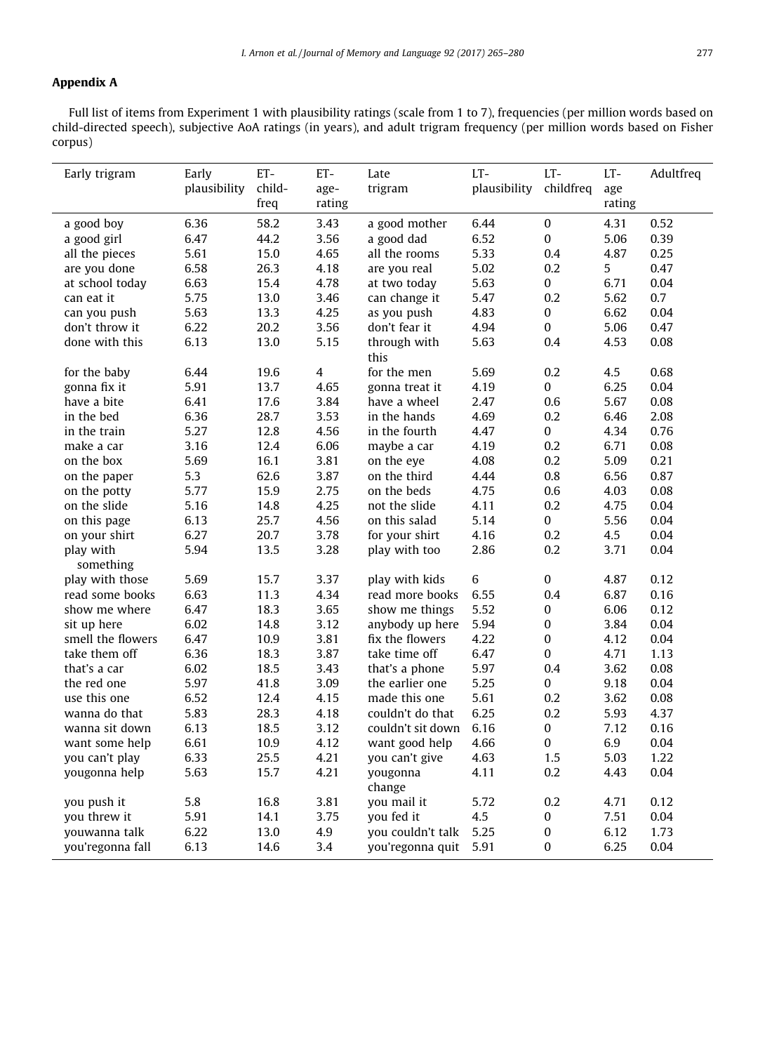## Appendix A

Full list of items from Experiment 1 with plausibility ratings (scale from 1 to 7), frequencies (per million words based on child-directed speech), subjective AoA ratings (in years), and adult trigram frequency (per million words based on Fisher corpus)

| Early trigram | Early plausibility | ET-child-freq | ET-age-rating | Late trigram | LT-plausibility | LT-childfreq | LT-age rating | Adultfreq |
|---|---|---|---|---|---|---|---|---|
| a good boy | 6.36 | 58.2 | 3.43 | a good mother | 6.44 | 0 | 4.31 | 0.52 |
| a good girl | 6.47 | 44.2 | 3.56 | a good dad | 6.52 | 0 | 5.06 | 0.39 |
| all the pieces | 5.61 | 15.0 | 4.65 | all the rooms | 5.33 | 0.4 | 4.87 | 0.25 |
| are you done | 6.58 | 26.3 | 4.18 | are you real | 5.02 | 0.2 | 5 | 0.47 |
| at school today | 6.63 | 15.4 | 4.78 | at two today | 5.63 | 0 | 6.71 | 0.04 |
| can eat it | 5.75 | 13.0 | 3.46 | can change it | 5.47 | 0.2 | 5.62 | 0.7 |
| can you push | 5.63 | 13.3 | 4.25 | as you push | 4.83 | 0 | 6.62 | 0.04 |
| don't throw it | 6.22 | 20.2 | 3.56 | don't fear it | 4.94 | 0 | 5.06 | 0.47 |
| done with this | 6.13 | 13.0 | 5.15 | through with this | 5.63 | 0.4 | 4.53 | 0.08 |
| for the baby | 6.44 | 19.6 | 4 | for the men | 5.69 | 0.2 | 4.5 | 0.68 |
| gonna fix it | 5.91 | 13.7 | 4.65 | gonna treat it | 4.19 | 0 | 6.25 | 0.04 |
| have a bite | 6.41 | 17.6 | 3.84 | have a wheel | 2.47 | 0.6 | 5.67 | 0.08 |
| in the bed | 6.36 | 28.7 | 3.53 | in the hands | 4.69 | 0.2 | 6.46 | 2.08 |
| in the train | 5.27 | 12.8 | 4.56 | in the fourth | 4.47 | 0 | 4.34 | 0.76 |
| make a car | 3.16 | 12.4 | 6.06 | maybe a car | 4.19 | 0.2 | 6.71 | 0.08 |
| on the box | 5.69 | 16.1 | 3.81 | on the eye | 4.08 | 0.2 | 5.09 | 0.21 |
| on the paper | 5.3 | 62.6 | 3.87 | on the third | 4.44 | 0.8 | 6.56 | 0.87 |
| on the potty | 5.77 | 15.9 | 2.75 | on the beds | 4.75 | 0.6 | 4.03 | 0.08 |
| on the slide | 5.16 | 14.8 | 4.25 | not the slide | 4.11 | 0.2 | 4.75 | 0.04 |
| on this page | 6.13 | 25.7 | 4.56 | on this salad | 5.14 | 0 | 5.56 | 0.04 |
| on your shirt | 6.27 | 20.7 | 3.78 | for your shirt | 4.16 | 0.2 | 4.5 | 0.04 |
| play with something | 5.94 | 13.5 | 3.28 | play with too | 2.86 | 0.2 | 3.71 | 0.04 |
| play with those | 5.69 | 15.7 | 3.37 | play with kids | 6 | 0 | 4.87 | 0.12 |
| read some books | 6.63 | 11.3 | 4.34 | read more books | 6.55 | 0.4 | 6.87 | 0.16 |
| show me where | 6.47 | 18.3 | 3.65 | show me things | 5.52 | 0 | 6.06 | 0.12 |
| sit up here | 6.02 | 14.8 | 3.12 | anybody up here | 5.94 | 0 | 3.84 | 0.04 |
| smell the flowers | 6.47 | 10.9 | 3.81 | fix the flowers | 4.22 | 0 | 4.12 | 0.04 |
| take them off | 6.36 | 18.3 | 3.87 | take time off | 6.47 | 0 | 4.71 | 1.13 |
| that's a car | 6.02 | 18.5 | 3.43 | that's a phone | 5.97 | 0.4 | 3.62 | 0.08 |
| the red one | 5.97 | 41.8 | 3.09 | the earlier one | 5.25 | 0 | 9.18 | 0.04 |
| use this one | 6.52 | 12.4 | 4.15 | made this one | 5.61 | 0.2 | 3.62 | 0.08 |
| wanna do that | 5.83 | 28.3 | 4.18 | couldn't do that | 6.25 | 0.2 | 5.93 | 4.37 |
| wanna sit down | 6.13 | 18.5 | 3.12 | couldn't sit down | 6.16 | 0 | 7.12 | 0.16 |
| want some help | 6.61 | 10.9 | 4.12 | want good help | 4.66 | 0 | 6.9 | 0.04 |
| you can't play | 6.33 | 25.5 | 4.21 | you can't give | 4.63 | 1.5 | 5.03 | 1.22 |
| yougonna help | 5.63 | 15.7 | 4.21 | yougonna change | 4.11 | 0.2 | 4.43 | 0.04 |
| you push it | 5.8 | 16.8 | 3.81 | you mail it | 5.72 | 0.2 | 4.71 | 0.12 |
| you threw it | 5.91 | 14.1 | 3.75 | you fed it | 4.5 | 0 | 7.51 | 0.04 |
| youwanna talk | 6.22 | 13.0 | 4.9 | you couldn't talk | 5.25 | 0 | 6.12 | 1.73 |
| you'regonna fall | 6.13 | 14.6 | 3.4 | you'regonna quit | 5.91 | 0 | 6.25 | 0.04 |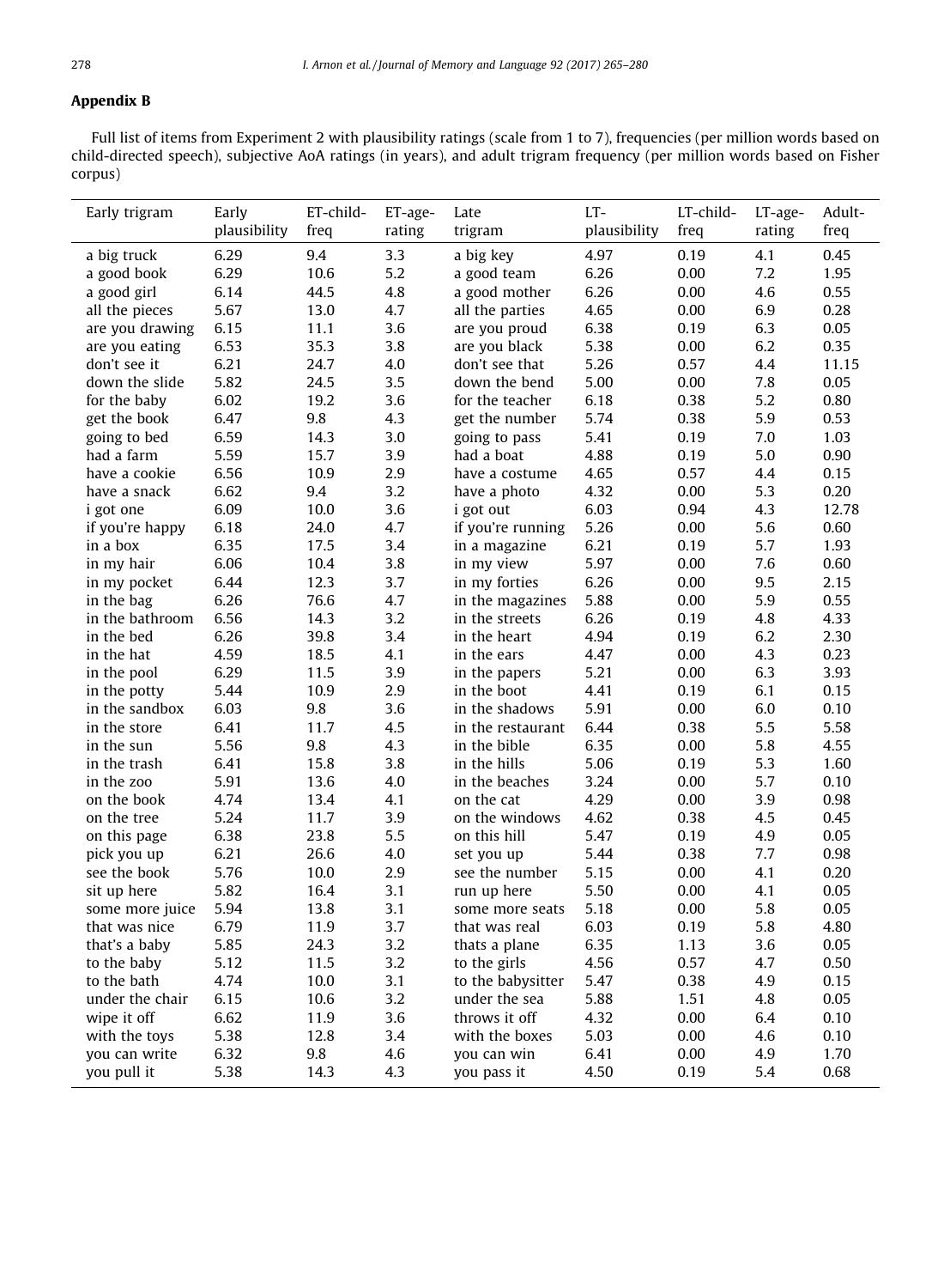## Appendix B

Full list of items from Experiment 2 with plausibility ratings (scale from 1 to 7), frequencies (per million words based on child-directed speech), subjective AoA ratings (in years), and adult trigram frequency (per million words based on Fisher corpus)

| Early trigram | Early plausibility | ET-child-freq | ET-age-rating | Late trigram | LT-plausibility | LT-child-freq | LT-age-rating | Adult-freq |
|---|---|---|---|---|---|---|---|---|
| a big truck | 6.29 | 9.4 | 3.3 | a big key | 4.97 | 0.19 | 4.1 | 0.45 |
| a good book | 6.29 | 10.6 | 5.2 | a good team | 6.26 | 0.00 | 7.2 | 1.95 |
| a good girl | 6.14 | 44.5 | 4.8 | a good mother | 6.26 | 0.00 | 4.6 | 0.55 |
| all the pieces | 5.67 | 13.0 | 4.7 | all the parties | 4.65 | 0.00 | 6.9 | 0.28 |
| are you drawing | 6.15 | 11.1 | 3.6 | are you proud | 6.38 | 0.19 | 6.3 | 0.05 |
| are you eating | 6.53 | 35.3 | 3.8 | are you black | 5.38 | 0.00 | 6.2 | 0.35 |
| don't see it | 6.21 | 24.7 | 4.0 | don't see that | 5.26 | 0.57 | 4.4 | 11.15 |
| down the slide | 5.82 | 24.5 | 3.5 | down the bend | 5.00 | 0.00 | 7.8 | 0.05 |
| for the baby | 6.02 | 19.2 | 3.6 | for the teacher | 6.18 | 0.38 | 5.2 | 0.80 |
| get the book | 6.47 | 9.8 | 4.3 | get the number | 5.74 | 0.38 | 5.9 | 0.53 |
| going to bed | 6.59 | 14.3 | 3.0 | going to pass | 5.41 | 0.19 | 7.0 | 1.03 |
| had a farm | 5.59 | 15.7 | 3.9 | had a boat | 4.88 | 0.19 | 5.0 | 0.90 |
| have a cookie | 6.56 | 10.9 | 2.9 | have a costume | 4.65 | 0.57 | 4.4 | 0.15 |
| have a snack | 6.62 | 9.4 | 3.2 | have a photo | 4.32 | 0.00 | 5.3 | 0.20 |
| i got one | 6.09 | 10.0 | 3.6 | i got out | 6.03 | 0.94 | 4.3 | 12.78 |
| if you're happy | 6.18 | 24.0 | 4.7 | if you're running | 5.26 | 0.00 | 5.6 | 0.60 |
| in a box | 6.35 | 17.5 | 3.4 | in a magazine | 6.21 | 0.19 | 5.7 | 1.93 |
| in my hair | 6.06 | 10.4 | 3.8 | in my view | 5.97 | 0.00 | 7.6 | 0.60 |
| in my pocket | 6.44 | 12.3 | 3.7 | in my forties | 6.26 | 0.00 | 9.5 | 2.15 |
| in the bag | 6.26 | 76.6 | 4.7 | in the magazines | 5.88 | 0.00 | 5.9 | 0.55 |
| in the bathroom | 6.56 | 14.3 | 3.2 | in the streets | 6.26 | 0.19 | 4.8 | 4.33 |
| in the bed | 6.26 | 39.8 | 3.4 | in the heart | 4.94 | 0.19 | 6.2 | 2.30 |
| in the hat | 4.59 | 18.5 | 4.1 | in the ears | 4.47 | 0.00 | 4.3 | 0.23 |
| in the pool | 6.29 | 11.5 | 3.9 | in the papers | 5.21 | 0.00 | 6.3 | 3.93 |
| in the potty | 5.44 | 10.9 | 2.9 | in the boot | 4.41 | 0.19 | 6.1 | 0.15 |
| in the sandbox | 6.03 | 9.8 | 3.6 | in the shadows | 5.91 | 0.00 | 6.0 | 0.10 |
| in the store | 6.41 | 11.7 | 4.5 | in the restaurant | 6.44 | 0.38 | 5.5 | 5.58 |
| in the sun | 5.56 | 9.8 | 4.3 | in the bible | 6.35 | 0.00 | 5.8 | 4.55 |
| in the trash | 6.41 | 15.8 | 3.8 | in the hills | 5.06 | 0.19 | 5.3 | 1.60 |
| in the zoo | 5.91 | 13.6 | 4.0 | in the beaches | 3.24 | 0.00 | 5.7 | 0.10 |
| on the book | 4.74 | 13.4 | 4.1 | on the cat | 4.29 | 0.00 | 3.9 | 0.98 |
| on the tree | 5.24 | 11.7 | 3.9 | on the windows | 4.62 | 0.38 | 4.5 | 0.45 |
| on this page | 6.38 | 23.8 | 5.5 | on this hill | 5.47 | 0.19 | 4.9 | 0.05 |
| pick you up | 6.21 | 26.6 | 4.0 | set you up | 5.44 | 0.38 | 7.7 | 0.98 |
| see the book | 5.76 | 10.0 | 2.9 | see the number | 5.15 | 0.00 | 4.1 | 0.20 |
| sit up here | 5.82 | 16.4 | 3.1 | run up here | 5.50 | 0.00 | 4.1 | 0.05 |
| some more juice | 5.94 | 13.8 | 3.1 | some more seats | 5.18 | 0.00 | 5.8 | 0.05 |
| that was nice | 6.79 | 11.9 | 3.7 | that was real | 6.03 | 0.19 | 5.8 | 4.80 |
| that's a baby | 5.85 | 24.3 | 3.2 | thats a plane | 6.35 | 1.13 | 3.6 | 0.05 |
| to the baby | 5.12 | 11.5 | 3.2 | to the girls | 4.56 | 0.57 | 4.7 | 0.50 |
| to the bath | 4.74 | 10.0 | 3.1 | to the babysitter | 5.47 | 0.38 | 4.9 | 0.15 |
| under the chair | 6.15 | 10.6 | 3.2 | under the sea | 5.88 | 1.51 | 4.8 | 0.05 |
| wipe it off | 6.62 | 11.9 | 3.6 | throws it off | 4.32 | 0.00 | 6.4 | 0.10 |
| with the toys | 5.38 | 12.8 | 3.4 | with the boxes | 5.03 | 0.00 | 4.6 | 0.10 |
| you can write | 6.32 | 9.8 | 4.6 | you can win | 6.41 | 0.00 | 4.9 | 1.70 |
| you pull it | 5.38 | 14.3 | 4.3 | you pass it | 4.50 | 0.19 | 5.4 | 0.68 |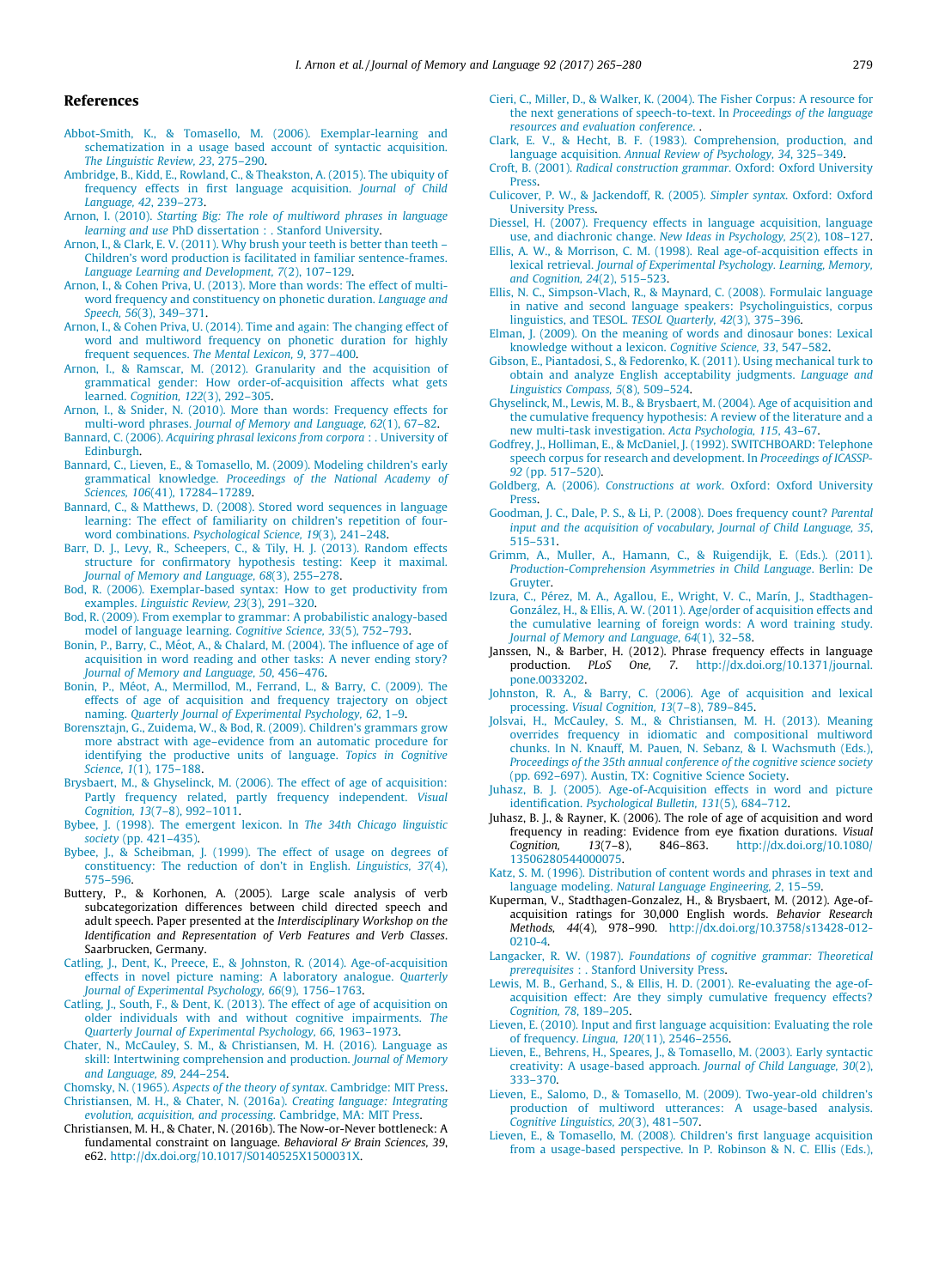## References

Abbot-Smith, K., & Tomasello, M. (2006). Exemplar-learning and schematization in a usage based account of syntactic acquisition. *The Linguistic Review, 23*, 275–290.

Ambridge, B., Kidd, E., Rowland, C., & Theakston, A. (2015). The ubiquity of frequency effects in first language acquisition. *Journal of Child Language, 42*, 239–273.

Arnon, I. (2010). *Starting Big: The role of multiword phrases in language learning and use* PhD dissertation : . Stanford University.

Arnon, I., & Clark, E. V. (2011). Why brush your teeth is better than teeth – Children's word production is facilitated in familiar sentence-frames. *Language Learning and Development, 7*(2), 107–129.

Arnon, I., & Cohen Priva, U. (2013). More than words: The effect of multi-word frequency and constituency on phonetic duration. *Language and Speech, 56*(3), 349–371.

Arnon, I., & Cohen Priva, U. (2014). Time and again: The changing effect of word and multiword frequency on phonetic duration for highly frequent sequences. *The Mental Lexicon, 9*, 377–400.

Arnon, I., & Ramscar, M. (2012). Granularity and the acquisition of grammatical gender: How order-of-acquisition affects what gets learned. *Cognition, 122*(3), 292–305.

Arnon, I., & Snider, N. (2010). More than words: Frequency effects for multi-word phrases. *Journal of Memory and Language, 62*(1), 67–82.

Bannard, C. (2006). *Acquiring phrasal lexicons from corpora* : . University of Edinburgh.

Bannard, C., Lieven, E., & Tomasello, M. (2009). Modeling children's early grammatical knowledge. *Proceedings of the National Academy of Sciences, 106*(41), 17284–17289.

Bannard, C., & Matthews, D. (2008). Stored word sequences in language learning: The effect of familiarity on children's repetition of four-word combinations. *Psychological Science, 19*(3), 241–248.

Barr, D. J., Levy, R., Scheepers, C., & Tily, H. J. (2013). Random effects structure for confirmatory hypothesis testing: Keep it maximal. *Journal of Memory and Language, 68*(3), 255–278.

Bod, R. (2006). Exemplar-based syntax: How to get productivity from examples. *Linguistic Review, 23*(3), 291–320.

Bod, R. (2009). From exemplar to grammar: A probabilistic analogy-based model of language learning. *Cognitive Science, 33*(5), 752–793.

Bonin, P., Barry, C., Méot, A., & Chalard, M. (2004). The influence of age of acquisition in word reading and other tasks: A never ending story? *Journal of Memory and Language, 50*, 456–476.

Bonin, P., Méot, A., Mermillod, M., Ferrand, L., & Barry, C. (2009). The effects of age of acquisition and frequency trajectory on object naming. *Quarterly Journal of Experimental Psychology, 62*, 1–9.

Borensztajn, G., Zuidema, W., & Bod, R. (2009). Children's grammars grow more abstract with age–evidence from an automatic procedure for identifying the productive units of language. *Topics in Cognitive Science, 1*(1), 175–188.

Brysbaert, M., & Ghyselinck, M. (2006). The effect of age of acquisition: Partly frequency related, partly frequency independent. *Visual Cognition, 13*(7–8), 992–1011.

Bybee, J. (1998). The emergent lexicon. In *The 34th Chicago linguistic society* (pp. 421–435).

Bybee, J., & Scheibman, J. (1999). The effect of usage on degrees of constituency: The reduction of don't in English. *Linguistics, 37*(4), 575–596.

Buttery, P., & Korhonen, A. (2005). Large scale analysis of verb subcategorization differences between child directed speech and adult speech. Paper presented at the *Interdisciplinary Workshop on the Identification and Representation of Verb Features and Verb Classes*. Saarbrucken, Germany.

Catling, J., Dent, K., Preece, E., & Johnston, R. (2014). Age-of-acquisition effects in novel picture naming: A laboratory analogue. *Quarterly Journal of Experimental Psychology, 66*(9), 1756–1763.

Catling, J., South, F., & Dent, K. (2013). The effect of age of acquisition on older individuals with and without cognitive impairments. *The Quarterly Journal of Experimental Psychology, 66*, 1963–1973.

Chater, N., McCauley, S. M., & Christiansen, M. H. (2016). Language as skill: Intertwining comprehension and production. *Journal of Memory and Language, 89*, 244–254.

Chomsky, N. (1965). *Aspects of the theory of syntax*. Cambridge: MIT Press.

Christiansen, M. H., & Chater, N. (2016a). *Creating language: Integrating evolution, acquisition, and processing*. Cambridge, MA: MIT Press.

Christiansen, M. H., & Chater, N. (2016b). The Now-or-Never bottleneck: A fundamental constraint on language. *Behavioral & Brain Sciences, 39*, e62. http://dx.doi.org/10.1017/S0140525X1500031X.

Cieri, C., Miller, D., & Walker, K. (2004). The Fisher Corpus: A resource for the next generations of speech-to-text. In *Proceedings of the language resources and evaluation conference*. .

Clark, E. V., & Hecht, B. F. (1983). Comprehension, production, and language acquisition. *Annual Review of Psychology, 34*, 325–349.

Croft, B. (2001). *Radical construction grammar*. Oxford: Oxford University Press.

Culicover, P. W., & Jackendoff, R. (2005). *Simpler syntax*. Oxford: Oxford University Press.

Diessel, H. (2007). Frequency effects in language acquisition, language use, and diachronic change. *New Ideas in Psychology, 25*(2), 108–127.

Ellis, A. W., & Morrison, C. M. (1998). Real age-of-acquisition effects in lexical retrieval. *Journal of Experimental Psychology. Learning, Memory, and Cognition, 24*(2), 515–523.

Ellis, N. C., Simpson-Vlach, R., & Maynard, C. (2008). Formulaic language in native and second language speakers: Psycholinguistics, corpus linguistics, and TESOL. *TESOL Quarterly, 42*(3), 375–396.

Elman, J. (2009). On the meaning of words and dinosaur bones: Lexical knowledge without a lexicon. *Cognitive Science, 33*, 547–582.

Gibson, E., Piantadosi, S., & Fedorenko, K. (2011). Using mechanical turk to obtain and analyze English acceptability judgments. *Language and Linguistics Compass, 5*(8), 509–524.

Ghyselinck, M., Lewis, M. B., & Brysbaert, M. (2004). Age of acquisition and the cumulative frequency hypothesis: A review of the literature and a new multi-task investigation. *Acta Psychologia, 115*, 43–67.

Godfrey, J., Holliman, E., & McDaniel, J. (1992). SWITCHBOARD: Telephone speech corpus for research and development. In *Proceedings of ICASSP-92* (pp. 517–520).

Goldberg, A. (2006). *Constructions at work*. Oxford: Oxford University Press.

Goodman, J. C., Dale, P. S., & Li, P. (2008). Does frequency count? *Parental input and the acquisition of vocabulary, Journal of Child Language, 35*, 515–531.

Grimm, A., Muller, A., Hamann, C., & Ruigendijk, E. (Eds.). (2011). *Production-Comprehension Asymmetries in Child Language*. Berlin: De Gruyter.

Izura, C., Pérez, M. A., Agallou, E., Wright, V. C., Marín, J., Stadthagen-González, H., & Ellis, A. W. (2011). Age/order of acquisition effects and the cumulative learning of foreign words: A word training study. *Journal of Memory and Language, 64*(1), 32–58.

Janssen, N., & Barber, H. (2012). Phrase frequency effects in language production. *PLoS One, 7*. http://dx.doi.org/10.1371/journal.pone.0033202.

Johnston, R. A., & Barry, C. (2006). Age of acquisition and lexical processing. *Visual Cognition, 13*(7–8), 789–845.

Jolsvai, H., McCauley, S. M., & Christiansen, M. H. (2013). Meaning overrides frequency in idiomatic and compositional multiword chunks. In N. Knauff, M. Pauen, N. Sebanz, & I. Wachsmuth (Eds.), *Proceedings of the 35th annual conference of the cognitive science society* (pp. 692–697). Austin, TX: Cognitive Science Society.

Juhasz, B. J. (2005). Age-of-Acquisition effects in word and picture identification. *Psychological Bulletin, 131*(5), 684–712.

Juhasz, B. J., & Rayner, K. (2006). The role of age of acquisition and word frequency in reading: Evidence from eye fixation durations. *Visual Cognition, 13*(7–8), 846–863. http://dx.doi.org/10.1080/13506280544000075.

Katz, S. M. (1996). Distribution of content words and phrases in text and language modeling. *Natural Language Engineering, 2*, 15–59.

Kuperman, V., Stadthagen-Gonzalez, H., & Brysbaert, M. (2012). Age-of-acquisition ratings for 30,000 English words. *Behavior Research Methods, 44*(4), 978–990. http://dx.doi.org/10.3758/s13428-012-0210-4.

Langacker, R. W. (1987). *Foundations of cognitive grammar: Theoretical prerequisites* : . Stanford University Press.

Lewis, M. B., Gerhand, S., & Ellis, H. D. (2001). Re-evaluating the age-of-acquisition effect: Are they simply cumulative frequency effects? *Cognition, 78*, 189–205.

Lieven, E. (2010). Input and first language acquisition: Evaluating the role of frequency. *Lingua, 120*(11), 2546–2556.

Lieven, E., Behrens, H., Speares, J., & Tomasello, M. (2003). Early syntactic creativity: A usage-based approach. *Journal of Child Language, 30*(2), 333–370.

Lieven, E., Salomo, D., & Tomasello, M. (2009). Two-year-old children's production of multiword utterances: A usage-based analysis. *Cognitive Linguistics, 20*(3), 481–507.

Lieven, E., & Tomasello, M. (2008). Children's first language acquisition from a usage-based perspective. In P. Robinson & N. C. Ellis (Eds.),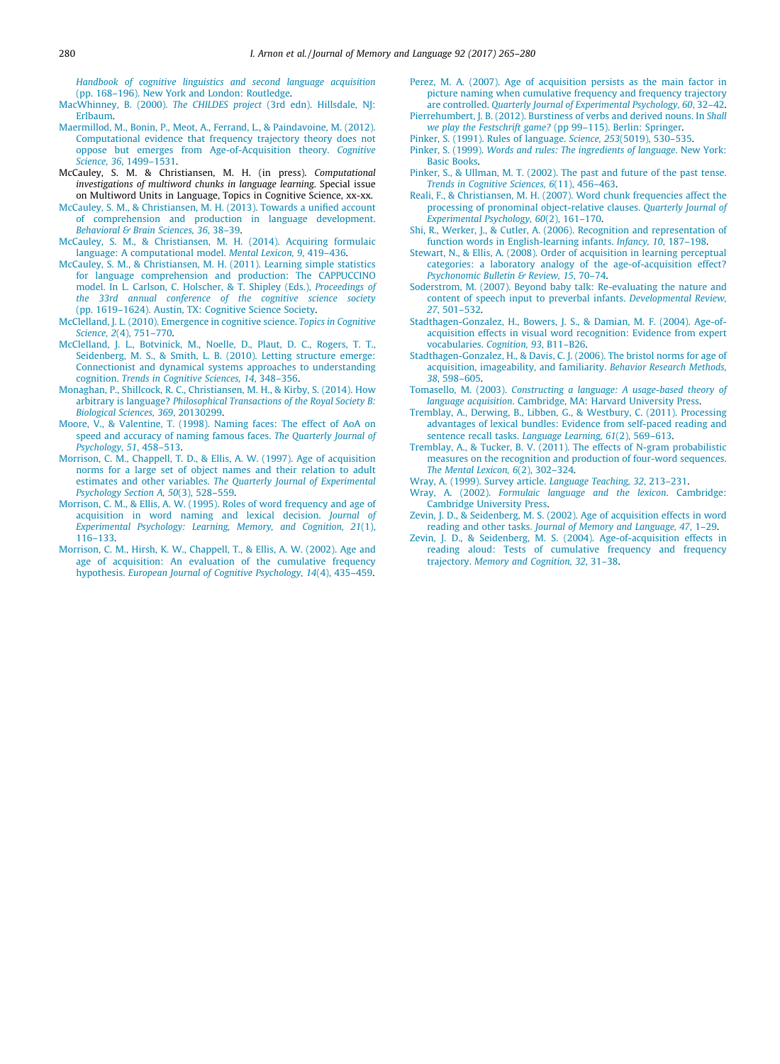*Handbook of cognitive linguistics and second language acquisition* (pp. 168–196). New York and London: Routledge.

MacWhinney, B. (2000). *The CHILDES project* (3rd edn). Hillsdale, NJ: Erlbaum.

Maermillod, M., Bonin, P., Meot, A., Ferrand, L., & Paindavoine, M. (2012). Computational evidence that frequency trajectory theory does not oppose but emerges from Age-of-Acquisition theory. *Cognitive Science, 36*, 1499–1531.

McCauley, S. M. & Christiansen, M. H. (in press). *Computational investigations of multiword chunks in language learning*. Special issue on Multiword Units in Language, Topics in Cognitive Science, xx-xx.

McCauley, S. M., & Christiansen, M. H. (2013). Towards a unified account of comprehension and production in language development. *Behavioral & Brain Sciences, 36*, 38–39.

McCauley, S. M., & Christiansen, M. H. (2014). Acquiring formulaic language: A computational model. *Mental Lexicon, 9*, 419–436.

McCauley, S. M., & Christiansen, M. H. (2011). Learning simple statistics for language comprehension and production: The CAPPUCCINO model. In L. Carlson, C. Holscher, & T. Shipley (Eds.), *Proceedings of the 33rd annual conference of the cognitive science society* (pp. 1619–1624). Austin, TX: Cognitive Science Society.

McClelland, J. L. (2010). Emergence in cognitive science. *Topics in Cognitive Science, 2*(4), 751–770.

McClelland, J. L., Botvinick, M., Noelle, D., Plaut, D. C., Rogers, T. T., Seidenberg, M. S., & Smith, L. B. (2010). Letting structure emerge: Connectionist and dynamical systems approaches to understanding cognition. *Trends in Cognitive Sciences, 14*, 348–356.

Monaghan, P., Shillcock, R. C., Christiansen, M. H., & Kirby, S. (2014). How arbitrary is language? *Philosophical Transactions of the Royal Society B: Biological Sciences, 369*, 20130299.

Moore, V., & Valentine, T. (1998). Naming faces: The effect of AoA on speed and accuracy of naming famous faces. *The Quarterly Journal of Psychology, 51*, 458–513.

Morrison, C. M., Chappell, T. D., & Ellis, A. W. (1997). Age of acquisition norms for a large set of object names and their relation to adult estimates and other variables. *The Quarterly Journal of Experimental Psychology Section A, 50*(3), 528–559.

Morrison, C. M., & Ellis, A. W. (1995). Roles of word frequency and age of acquisition in word naming and lexical decision. *Journal of Experimental Psychology: Learning, Memory, and Cognition, 21*(1), 116–133.

Morrison, C. M., Hirsh, K. W., Chappell, T., & Ellis, A. W. (2002). Age and age of acquisition: An evaluation of the cumulative frequency hypothesis. *European Journal of Cognitive Psychology, 14*(4), 435–459.

Perez, M. A. (2007). Age of acquisition persists as the main factor in picture naming when cumulative frequency and frequency trajectory are controlled. *Quarterly Journal of Experimental Psychology, 60*, 32–42.

Pierrehumbert, J. B. (2012). Burstiness of verbs and derived nouns. In *Shall we play the Festschrift game?* (pp 99–115). Berlin: Springer.

Pinker, S. (1991). Rules of language. *Science, 253*(5019), 530–535.

Pinker, S. (1999). *Words and rules: The ingredients of language*. New York: Basic Books.

Pinker, S., & Ullman, M. T. (2002). The past and future of the past tense. *Trends in Cognitive Sciences, 6*(11), 456–463.

Reali, F., & Christiansen, M. H. (2007). Word chunk frequencies affect the processing of pronominal object-relative clauses. *Quarterly Journal of Experimental Psychology, 60*(2), 161–170.

Shi, R., Werker, J., & Cutler, A. (2006). Recognition and representation of function words in English-learning infants. *Infancy, 10*, 187–198.

Stewart, N., & Ellis, A. (2008). Order of acquisition in learning perceptual categories: a laboratory analogy of the age-of-acquisition effect? *Psychonomic Bulletin & Review, 15*, 70–74.

Soderstrom, M. (2007). Beyond baby talk: Re-evaluating the nature and content of speech input to preverbal infants. *Developmental Review, 27*, 501–532.

Stadthagen-Gonzalez, H., Bowers, J. S., & Damian, M. F. (2004). Age-of-acquisition effects in visual word recognition: Evidence from expert vocabularies. *Cognition, 93*, B11–B26.

Stadthagen-Gonzalez, H., & Davis, C. J. (2006). The bristol norms for age of acquisition, imageability, and familiarity. *Behavior Research Methods, 38*, 598–605.

Tomasello, M. (2003). *Constructing a language: A usage-based theory of language acquisition*. Cambridge, MA: Harvard University Press.

Tremblay, A., Derwing, B., Libben, G., & Westbury, C. (2011). Processing advantages of lexical bundles: Evidence from self-paced reading and sentence recall tasks. *Language Learning, 61*(2), 569–613.

Tremblay, A., & Tucker, B. V. (2011). The effects of N-gram probabilistic measures on the recognition and production of four-word sequences. *The Mental Lexicon, 6*(2), 302–324.

Wray, A. (1999). Survey article. *Language Teaching, 32*, 213–231.

Wray, A. (2002). *Formulaic language and the lexicon*. Cambridge: Cambridge University Press.

Zevin, J. D., & Seidenberg, M. S. (2002). Age of acquisition effects in word reading and other tasks. *Journal of Memory and Language, 47*, 1–29.

Zevin, J. D., & Seidenberg, M. S. (2004). Age-of-acquisition effects in reading aloud: Tests of cumulative frequency and frequency trajectory. *Memory and Cognition, 32*, 31–38.